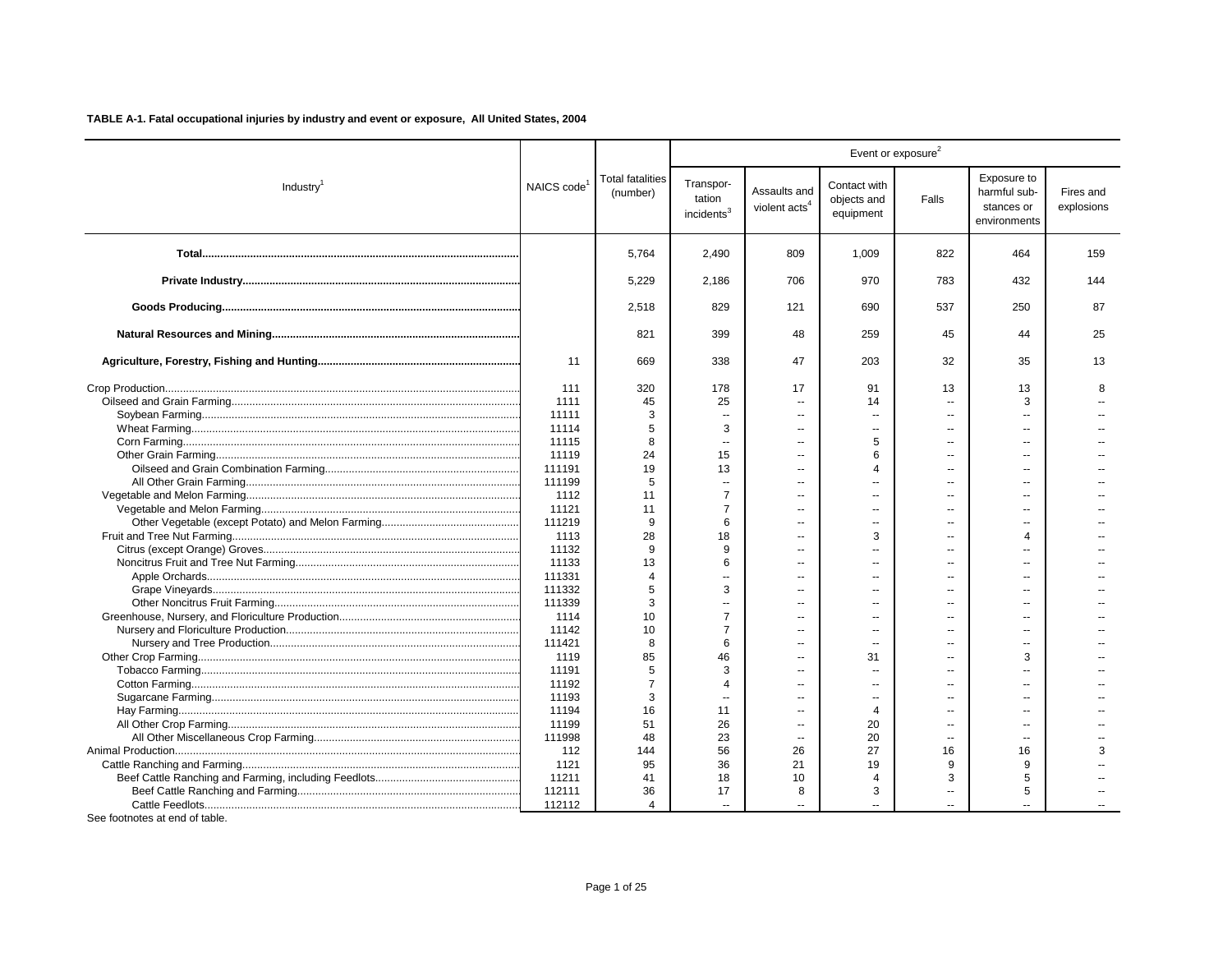**TABLE A-1. Fatal occupational injuries by industry and event or exposure, All United States, 2004**

| Industry[1] | NAICS code[1] | Total fatalities (number) | Event or exposure[2] | | | | | |
|---|---|---|---|---|---|---|---|---|
| | | | Transportation incidents[3] | Assaults and violent acts[4] | Contact with objects and equipment | Falls | Exposure to harmful substances or environments | Fires and explosions |
| **Total** | | 5,764 | 2,490 | 809 | 1,009 | 822 | 464 | 159 |
| **Private Industry** | | 5,229 | 2,186 | 706 | 970 | 783 | 432 | 144 |
| **Goods Producing** | | 2,518 | 829 | 121 | 690 | 537 | 250 | 87 |
| **Natural Resources and Mining** | | 821 | 399 | 48 | 259 | 45 | 44 | 25 |
| **Agriculture, Forestry, Fishing and Hunting** | 11 | 669 | 338 | 47 | 203 | 32 | 35 | 13 |
| Crop Production | 111 | 320 | 178 | 17 | 91 | 13 | 13 | 8 |
| Oilseed and Grain Farming | 1111 | 45 | 25 | -- | 14 | -- | 3 | -- |
| Soybean Farming | 11111 | 3 | -- | -- | -- | -- | -- | -- |
| Wheat Farming | 11114 | 5 | 3 | -- | -- | -- | -- | -- |
| Corn Farming | 11115 | 8 | -- | -- | 5 | -- | -- | -- |
| Other Grain Farming | 11119 | 24 | 15 | -- | 6 | -- | -- | -- |
| Oilseed and Grain Combination Farming | 111191 | 19 | 13 | -- | 4 | -- | -- | -- |
| All Other Grain Farming | 111199 | 5 | -- | -- | -- | -- | -- | -- |
| Vegetable and Melon Farming | 1112 | 11 | 7 | -- | -- | -- | -- | -- |
| Vegetable and Melon Farming | 11121 | 11 | 7 | -- | -- | -- | -- | -- |
| Other Vegetable (except Potato) and Melon Farming | 111219 | 9 | 6 | -- | -- | -- | -- | -- |
| Fruit and Tree Nut Farming | 1113 | 28 | 18 | -- | 3 | -- | 4 | -- |
| Citrus (except Orange) Groves | 11132 | 9 | 9 | -- | -- | -- | -- | -- |
| Noncitrus Fruit and Tree Nut Farming | 11133 | 13 | 6 | -- | -- | -- | -- | -- |
| Apple Orchards | 111331 | 4 | -- | -- | -- | -- | -- | -- |
| Grape Vineyards | 111332 | 5 | 3 | -- | -- | -- | -- | -- |
| Other Noncitrus Fruit Farming | 111339 | 3 | -- | -- | -- | -- | -- | -- |
| Greenhouse, Nursery, and Floriculture Production | 1114 | 10 | 7 | -- | -- | -- | -- | -- |
| Nursery and Floriculture Production | 11142 | 10 | 7 | -- | -- | -- | -- | -- |
| Nursery and Tree Production | 111421 | 8 | 6 | -- | -- | -- | -- | -- |
| Other Crop Farming | 1119 | 85 | 46 | -- | 31 | -- | 3 | -- |
| Tobacco Farming | 11191 | 5 | 3 | -- | -- | -- | -- | -- |
| Cotton Farming | 11192 | 7 | 4 | -- | -- | -- | -- | -- |
| Sugarcane Farming | 11193 | 3 | -- | -- | -- | -- | -- | -- |
| Hay Farming | 11194 | 16 | 11 | -- | 4 | -- | -- | -- |
| All Other Crop Farming | 11199 | 51 | 26 | -- | 20 | -- | -- | -- |
| All Other Miscellaneous Crop Farming | 111998 | 48 | 23 | -- | 20 | -- | -- | -- |
| Animal Production | 112 | 144 | 56 | 26 | 27 | 16 | 16 | 3 |
| Cattle Ranching and Farming | 1121 | 95 | 36 | 21 | 19 | 9 | 9 | -- |
| Beef Cattle Ranching and Farming, including Feedlots | 11211 | 41 | 18 | 10 | 4 | 3 | 5 | -- |
| Beef Cattle Ranching and Farming | 112111 | 36 | 17 | 8 | 3 | -- | 5 | -- |
| Cattle Feedlots | 112112 | 4 | -- | -- | -- | -- | -- | -- |

See footnotes at end of table.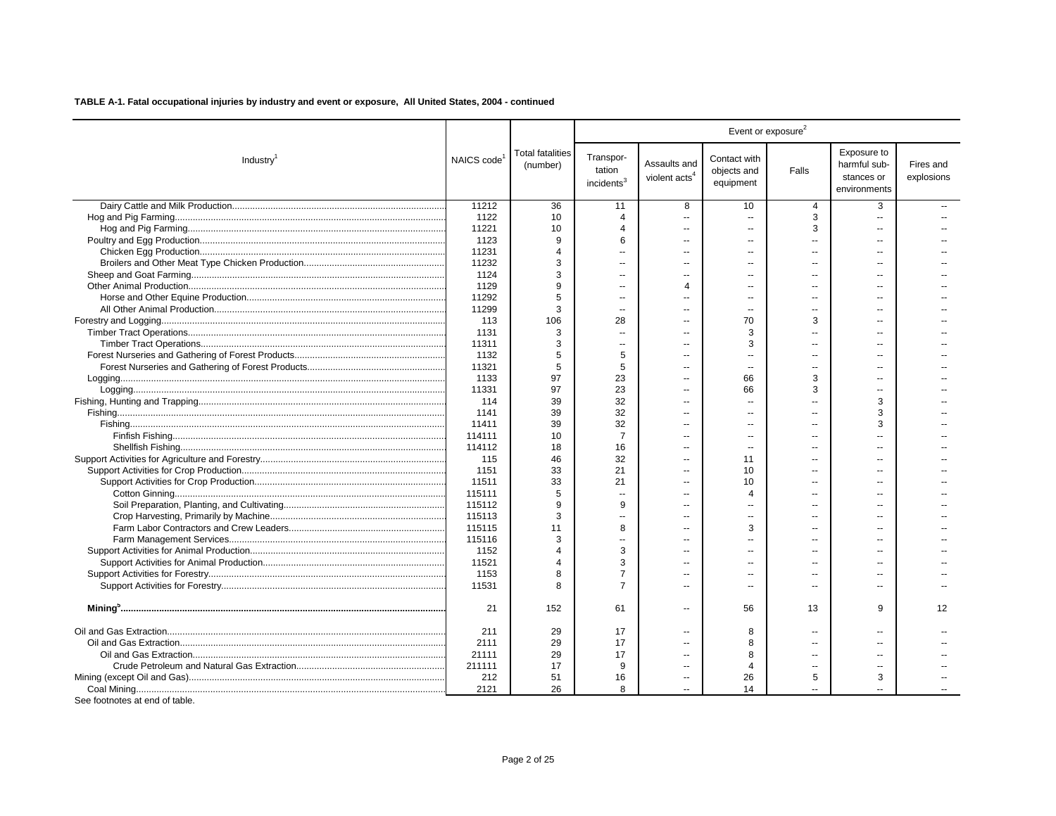**TABLE A-1. Fatal occupational injuries by industry and event or exposure, All United States, 2004 - continued**

| Industry[1] | NAICS code[1] | Total fatalities (number) | Event or exposure[2] | | | | | |
|---|---|---|---|---|---|---|---|---|
| | | | Transpor-tation incidents[3] | Assaults and violent acts[4] | Contact with objects and equipment | Falls | Exposure to harmful sub-stances or environments | Fires and explosions |
| Dairy Cattle and Milk Production | 11212 | 36 | 11 | 8 | 10 | 4 | 3 | -- |
| Hog and Pig Farming | 1122 | 10 | 4 | -- | -- | 3 | -- | -- |
| Hog and Pig Farming | 11221 | 10 | 4 | -- | -- | 3 | -- | -- |
| Poultry and Egg Production | 1123 | 9 | 6 | -- | -- | -- | -- | -- |
| Chicken Egg Production | 11231 | 4 | -- | -- | -- | -- | -- | -- |
| Broilers and Other Meat Type Chicken Production | 11232 | 3 | -- | -- | -- | -- | -- | -- |
| Sheep and Goat Farming | 1124 | 3 | -- | -- | -- | -- | -- | -- |
| Other Animal Production | 1129 | 9 | -- | 4 | -- | -- | -- | -- |
| Horse and Other Equine Production | 11292 | 5 | -- | -- | -- | -- | -- | -- |
| All Other Animal Production | 11299 | 3 | -- | -- | -- | -- | -- | -- |
| Forestry and Logging | 113 | 106 | 28 | -- | 70 | 3 | -- | -- |
| Timber Tract Operations | 1131 | 3 | -- | -- | 3 | -- | -- | -- |
| Timber Tract Operations | 11311 | 3 | -- | -- | 3 | -- | -- | -- |
| Forest Nurseries and Gathering of Forest Products | 1132 | 5 | 5 | -- | -- | -- | -- | -- |
| Forest Nurseries and Gathering of Forest Products | 11321 | 5 | 5 | -- | -- | -- | -- | -- |
| Logging | 1133 | 97 | 23 | -- | 66 | 3 | -- | -- |
| Logging | 11331 | 97 | 23 | -- | 66 | 3 | -- | -- |
| Fishing, Hunting and Trapping | 114 | 39 | 32 | -- | -- | -- | 3 | -- |
| Fishing | 1141 | 39 | 32 | -- | -- | -- | 3 | -- |
| Fishing | 11411 | 39 | 32 | -- | -- | -- | 3 | -- |
| Finfish Fishing | 114111 | 10 | 7 | -- | -- | -- | -- | -- |
| Shellfish Fishing | 114112 | 18 | 16 | -- | -- | -- | -- | -- |
| Support Activities for Agriculture and Forestry | 115 | 46 | 32 | -- | 11 | -- | -- | -- |
| Support Activities for Crop Production | 1151 | 33 | 21 | -- | 10 | -- | -- | -- |
| Support Activities for Crop Production | 11511 | 33 | 21 | -- | 10 | -- | -- | -- |
| Cotton Ginning | 115111 | 5 | -- | -- | 4 | -- | -- | -- |
| Soil Preparation, Planting, and Cultivating | 115112 | 9 | 9 | -- | -- | -- | -- | -- |
| Crop Harvesting, Primarily by Machine | 115113 | 3 | -- | -- | -- | -- | -- | -- |
| Farm Labor Contractors and Crew Leaders | 115115 | 11 | 8 | -- | 3 | -- | -- | -- |
| Farm Management Services | 115116 | 3 | -- | -- | -- | -- | -- | -- |
| Support Activities for Animal Production | 1152 | 4 | 3 | -- | -- | -- | -- | -- |
| Support Activities for Animal Production | 11521 | 4 | 3 | -- | -- | -- | -- | -- |
| Support Activities for Forestry | 1153 | 8 | 7 | -- | -- | -- | -- | -- |
| Support Activities for Forestry | 11531 | 8 | 7 | -- | -- | -- | -- | -- |
| **Mining[5]** | 21 | 152 | 61 | -- | 56 | 13 | 9 | 12 |
| Oil and Gas Extraction | 211 | 29 | 17 | -- | 8 | -- | -- | -- |
| Oil and Gas Extraction | 2111 | 29 | 17 | -- | 8 | -- | -- | -- |
| Oil and Gas Extraction | 21111 | 29 | 17 | -- | 8 | -- | -- | -- |
| Crude Petroleum and Natural Gas Extraction | 211111 | 17 | 9 | -- | 4 | -- | -- | -- |
| Mining (except Oil and Gas) | 212 | 51 | 16 | -- | 26 | 5 | 3 | -- |
| Coal Mining | 2121 | 26 | 8 | -- | 14 | -- | -- | -- |

See footnotes at end of table.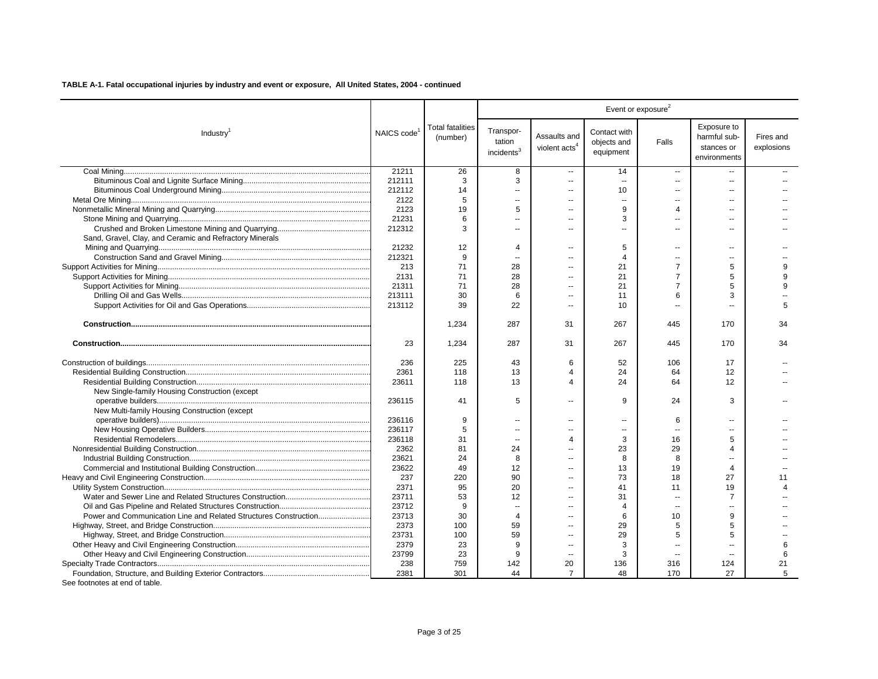**TABLE A-1. Fatal occupational injuries by industry and event or exposure, All United States, 2004 - continued**

| Industry[1] | NAICS code[1] | Total fatalities (number) | Event or exposure[2] | | | | | |
|---|---|---|---|---|---|---|---|---|
| | | | Transportation incidents[3] | Assaults and violent acts[4] | Contact with objects and equipment | Falls | Exposure to harmful substances or environments | Fires and explosions |
| Coal Mining | 21211 | 26 | 8 | -- | 14 | -- | -- | -- |
| Bituminous Coal and Lignite Surface Mining | 212111 | 3 | 3 | -- | -- | -- | -- | -- |
| Bituminous Coal Underground Mining | 212112 | 14 | -- | -- | 10 | -- | -- | -- |
| Metal Ore Mining | 2122 | 5 | -- | -- | -- | -- | -- | -- |
| Nonmetallic Mineral Mining and Quarrying | 2123 | 19 | 5 | -- | 9 | 4 | -- | -- |
| Stone Mining and Quarrying | 21231 | 6 | -- | -- | 3 | -- | -- | -- |
| Crushed and Broken Limestone Mining and Quarrying | 212312 | 3 | -- | -- | -- | -- | -- | -- |
| Sand, Gravel, Clay, and Ceramic and Refractory Minerals Mining and Quarrying | 21232 | 12 | 4 | -- | 5 | -- | -- | -- |
| Construction Sand and Gravel Mining | 212321 | 9 | -- | -- | 4 | -- | -- | -- |
| Support Activities for Mining | 213 | 71 | 28 | -- | 21 | 7 | 5 | 9 |
| Support Activities for Mining | 2131 | 71 | 28 | -- | 21 | 7 | 5 | 9 |
| Support Activities for Mining | 21311 | 71 | 28 | -- | 21 | 7 | 5 | 9 |
| Drilling Oil and Gas Wells | 213111 | 30 | 6 | -- | 11 | 6 | 3 | -- |
| Support Activities for Oil and Gas Operations | 213112 | 39 | 22 | -- | 10 | -- | -- | 5 |
| **Construction** | | 1,234 | 287 | 31 | 267 | 445 | 170 | 34 |
| **Construction** | 23 | 1,234 | 287 | 31 | 267 | 445 | 170 | 34 |
| Construction of buildings | 236 | 225 | 43 | 6 | 52 | 106 | 17 | -- |
| Residential Building Construction | 2361 | 118 | 13 | 4 | 24 | 64 | 12 | -- |
| Residential Building Construction | 23611 | 118 | 13 | 4 | 24 | 64 | 12 | -- |
| New Single-family Housing Construction (except operative builders | 236115 | 41 | 5 | -- | 9 | 24 | 3 | -- |
| New Multi-family Housing Construction (except operative builders) | 236116 | 9 | -- | -- | -- | 6 | -- | -- |
| New Housing Operative Builders | 236117 | 5 | -- | -- | -- | -- | -- | -- |
| Residential Remodelers | 236118 | 31 | -- | 4 | 3 | 16 | 5 | -- |
| Nonresidential Building Construction | 2362 | 81 | 24 | -- | 23 | 29 | 4 | -- |
| Industrial Building Construction | 23621 | 24 | 8 | -- | 8 | 8 | -- | -- |
| Commercial and Institutional Building Construction | 23622 | 49 | 12 | -- | 13 | 19 | 4 | -- |
| Heavy and Civil Engineering Construction | 237 | 220 | 90 | -- | 73 | 18 | 27 | 11 |
| Utility System Construction | 2371 | 95 | 20 | -- | 41 | 11 | 19 | 4 |
| Water and Sewer Line and Related Structures Construction | 23711 | 53 | 12 | -- | 31 | -- | 7 | -- |
| Oil and Gas Pipeline and Related Structures Construction | 23712 | 9 | -- | -- | 4 | -- | -- | -- |
| Power and Communication Line and Related Structures Construction | 23713 | 30 | 4 | -- | 6 | 10 | 9 | -- |
| Highway, Street, and Bridge Construction | 2373 | 100 | 59 | -- | 29 | 5 | 5 | -- |
| Highway, Street, and Bridge Construction | 23731 | 100 | 59 | -- | 29 | 5 | 5 | -- |
| Other Heavy and Civil Engineering Construction | 2379 | 23 | 9 | -- | 3 | -- | -- | 6 |
| Other Heavy and Civil Engineering Construction | 23799 | 23 | 9 | -- | 3 | -- | -- | 6 |
| Specialty Trade Contractors | 238 | 759 | 142 | 20 | 136 | 316 | 124 | 21 |
| Foundation, Structure, and Building Exterior Contractors | 2381 | 301 | 44 | 7 | 48 | 170 | 27 | 5 |

See footnotes at end of table.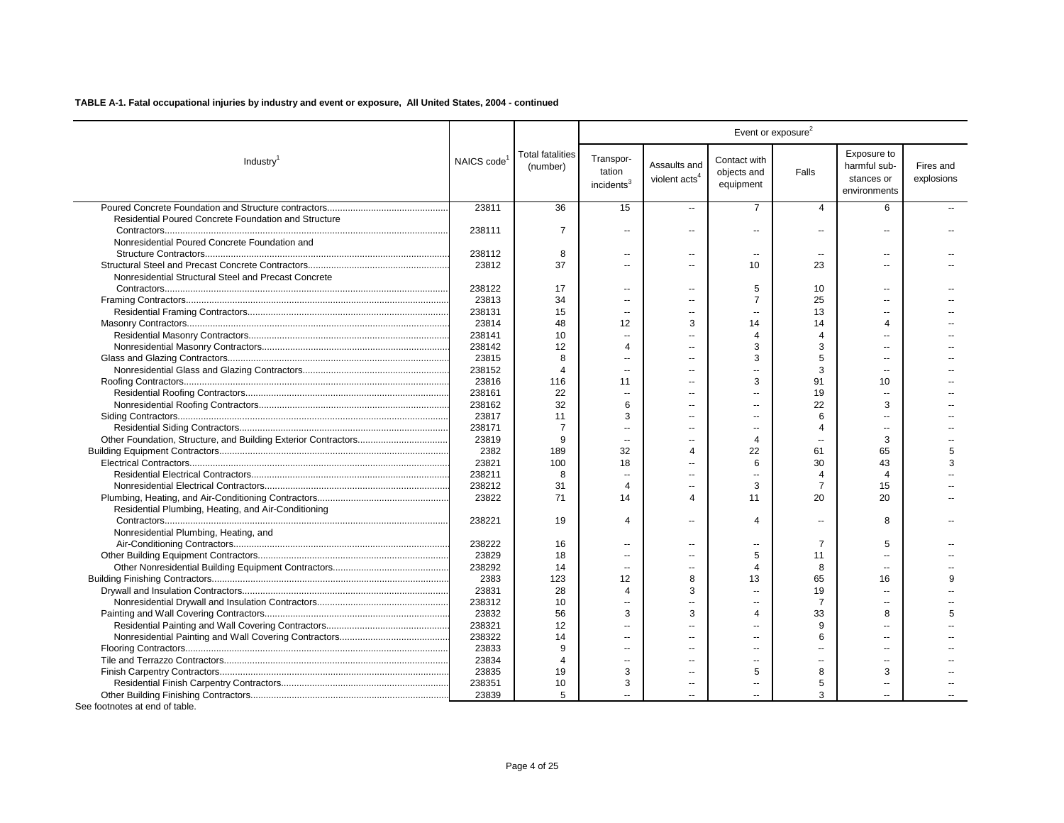**TABLE A-1. Fatal occupational injuries by industry and event or exposure, All United States, 2004 - continued**

| Industry[1] | NAICS code[1] | Total fatalities (number) | Event or exposure[2] | | | | | |
|---|---|---|---|---|---|---|---|---|
| | | | Transportation incidents[3] | Assaults and violent acts[4] | Contact with objects and equipment | Falls | Exposure to harmful substances or environments | Fires and explosions |
| Poured Concrete Foundation and Structure contractors | 23811 | 36 | 15 | -- | 7 | 4 | 6 | -- |
| Residential Poured Concrete Foundation and Structure Contractors | 238111 | 7 | -- | -- | -- | -- | -- | -- |
| Nonresidential Poured Concrete Foundation and Structure Contractors | 238112 | 8 | -- | -- | -- | -- | -- | -- |
| Structural Steel and Precast Concrete Contractors | 23812 | 37 | -- | -- | 10 | 23 | -- | -- |
| Nonresidential Structural Steel and Precast Concrete Contractors | 238122 | 17 | -- | -- | 5 | 10 | -- | -- |
| Framing Contractors | 23813 | 34 | -- | -- | 7 | 25 | -- | -- |
| Residential Framing Contractors | 238131 | 15 | -- | -- | -- | 13 | -- | -- |
| Masonry Contractors | 23814 | 48 | 12 | 3 | 14 | 14 | 4 | -- |
| Residential Masonry Contractors | 238141 | 10 | -- | -- | 4 | 4 | -- | -- |
| Nonresidential Masonry Contractors | 238142 | 12 | 4 | -- | 3 | 3 | -- | -- |
| Glass and Glazing Contractors | 23815 | 8 | -- | -- | 3 | 5 | -- | -- |
| Nonresidential Glass and Glazing Contractors | 238152 | 4 | -- | -- | -- | 3 | -- | -- |
| Roofing Contractors | 23816 | 116 | 11 | -- | 3 | 91 | 10 | -- |
| Residential Roofing Contractors | 238161 | 22 | -- | -- | -- | 19 | -- | -- |
| Nonresidential Roofing Contractors | 238162 | 32 | 6 | -- | -- | 22 | 3 | -- |
| Siding Contractors | 23817 | 11 | 3 | -- | -- | 6 | -- | -- |
| Residential Siding Contractors | 238171 | 7 | -- | -- | -- | 4 | -- | -- |
| Other Foundation, Structure, and Building Exterior Contractors | 23819 | 9 | -- | -- | 4 | -- | 3 | -- |
| Building Equipment Contractors | 2382 | 189 | 32 | 4 | 22 | 61 | 65 | 5 |
| Electrical Contractors | 23821 | 100 | 18 | -- | 6 | 30 | 43 | 3 |
| Residential Electrical Contractors | 238211 | 8 | -- | -- | -- | 4 | 4 | -- |
| Nonresidential Electrical Contractors | 238212 | 31 | 4 | -- | 3 | 7 | 15 | -- |
| Plumbing, Heating, and Air-Conditioning Contractors | 23822 | 71 | 14 | 4 | 11 | 20 | 20 | -- |
| Residential Plumbing, Heating, and Air-Conditioning Contractors | 238221 | 19 | 4 | -- | 4 | -- | 8 | -- |
| Nonresidential Plumbing, Heating, and Air-Conditioning Contractors | 238222 | 16 | -- | -- | -- | 7 | 5 | -- |
| Other Building Equipment Contractors | 23829 | 18 | -- | -- | 5 | 11 | -- | -- |
| Other Nonresidential Building Equipment Contractors | 238292 | 14 | -- | -- | 4 | 8 | -- | -- |
| Building Finishing Contractors | 2383 | 123 | 12 | 8 | 13 | 65 | 16 | 9 |
| Drywall and Insulation Contractors | 23831 | 28 | 4 | 3 | -- | 19 | -- | -- |
| Nonresidential Drywall and Insulation Contractors | 238312 | 10 | -- | -- | -- | 7 | -- | -- |
| Painting and Wall Covering Contractors | 23832 | 56 | 3 | 3 | 4 | 33 | 8 | 5 |
| Residential Painting and Wall Covering Contractors | 238321 | 12 | -- | -- | -- | 9 | -- | -- |
| Nonresidential Painting and Wall Covering Contractors | 238322 | 14 | -- | -- | -- | 6 | -- | -- |
| Flooring Contractors | 23833 | 9 | -- | -- | -- | -- | -- | -- |
| Tile and Terrazzo Contractors | 23834 | 4 | -- | -- | -- | -- | -- | -- |
| Finish Carpentry Contractors | 23835 | 19 | 3 | -- | 5 | 8 | 3 | -- |
| Residential Finish Carpentry Contractors | 238351 | 10 | 3 | -- | -- | 5 | -- | -- |
| Other Building Finishing Contractors | 23839 | 5 | -- | -- | -- | 3 | -- | -- |

See footnotes at end of table.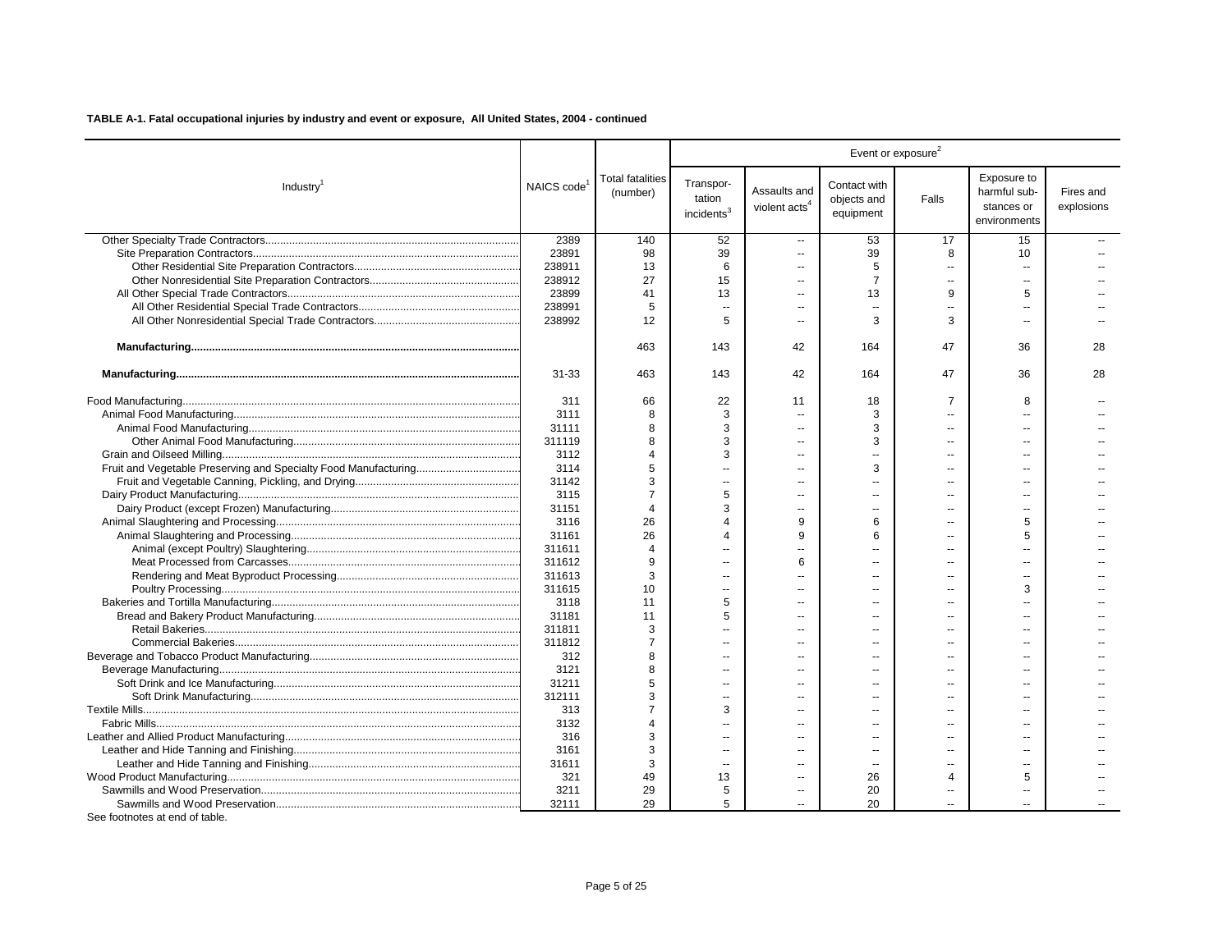**TABLE A-1. Fatal occupational injuries by industry and event or exposure, All United States, 2004 - continued**

| Industry[1] | NAICS code[1] | Total fatalities (number) | Event or exposure[2] | | | | | |
|---|---|---|---|---|---|---|---|---|
| | | | Transpor-tation incidents[3] | Assaults and violent acts[4] | Contact with objects and equipment | Falls | Exposure to harmful sub-stances or environments | Fires and explosions |
| Other Specialty Trade Contractors | 2389 | 140 | 52 | -- | 53 | 17 | 15 | -- |
| Site Preparation Contractors | 23891 | 98 | 39 | -- | 39 | 8 | 10 | -- |
| Other Residential Site Preparation Contractors | 238911 | 13 | 6 | -- | 5 | -- | -- | -- |
| Other Nonresidential Site Preparation Contractors | 238912 | 27 | 15 | -- | 7 | -- | -- | -- |
| All Other Special Trade Contractors | 23899 | 41 | 13 | -- | 13 | 9 | 5 | -- |
| All Other Residential Special Trade Contractors | 238991 | 5 | -- | -- | -- | -- | -- | -- |
| All Other Nonresidential Special Trade Contractors | 238992 | 12 | 5 | -- | 3 | 3 | -- | -- |
| **Manufacturing** | | 463 | 143 | 42 | 164 | 47 | 36 | 28 |
| **Manufacturing** | 31-33 | 463 | 143 | 42 | 164 | 47 | 36 | 28 |
| Food Manufacturing | 311 | 66 | 22 | 11 | 18 | 7 | 8 | -- |
| Animal Food Manufacturing | 3111 | 8 | 3 | -- | 3 | -- | -- | -- |
| Animal Food Manufacturing | 31111 | 8 | 3 | -- | 3 | -- | -- | -- |
| Other Animal Food Manufacturing | 311119 | 8 | 3 | -- | 3 | -- | -- | -- |
| Grain and Oilseed Milling | 3112 | 4 | 3 | -- | -- | -- | -- | -- |
| Fruit and Vegetable Preserving and Specialty Food Manufacturing | 3114 | 5 | -- | -- | 3 | -- | -- | -- |
| Fruit and Vegetable Canning, Pickling, and Drying | 31142 | 3 | -- | -- | -- | -- | -- | -- |
| Dairy Product Manufacturing | 3115 | 7 | 5 | -- | -- | -- | -- | -- |
| Dairy Product (except Frozen) Manufacturing | 31151 | 4 | 3 | -- | -- | -- | -- | -- |
| Animal Slaughtering and Processing | 3116 | 26 | 4 | 9 | 6 | -- | 5 | -- |
| Animal Slaughtering and Processing | 31161 | 26 | 4 | 9 | 6 | -- | 5 | -- |
| Animal (except Poultry) Slaughtering | 311611 | 4 | -- | -- | -- | -- | -- | -- |
| Meat Processed from Carcasses | 311612 | 9 | -- | 6 | -- | -- | -- | -- |
| Rendering and Meat Byproduct Processing | 311613 | 3 | -- | -- | -- | -- | -- | -- |
| Poultry Processing | 311615 | 10 | -- | -- | -- | -- | 3 | -- |
| Bakeries and Tortilla Manufacturing | 3118 | 11 | 5 | -- | -- | -- | -- | -- |
| Bread and Bakery Product Manufacturing | 31181 | 11 | 5 | -- | -- | -- | -- | -- |
| Retail Bakeries | 311811 | 3 | -- | -- | -- | -- | -- | -- |
| Commercial Bakeries | 311812 | 7 | -- | -- | -- | -- | -- | -- |
| Beverage and Tobacco Product Manufacturing | 312 | 8 | -- | -- | -- | -- | -- | -- |
| Beverage Manufacturing | 3121 | 8 | -- | -- | -- | -- | -- | -- |
| Soft Drink and Ice Manufacturing | 31211 | 5 | -- | -- | -- | -- | -- | -- |
| Soft Drink Manufacturing | 312111 | 3 | -- | -- | -- | -- | -- | -- |
| Textile Mills | 313 | 7 | 3 | -- | -- | -- | -- | -- |
| Fabric Mills | 3132 | 4 | -- | -- | -- | -- | -- | -- |
| Leather and Allied Product Manufacturing | 316 | 3 | -- | -- | -- | -- | -- | -- |
| Leather and Hide Tanning and Finishing | 3161 | 3 | -- | -- | -- | -- | -- | -- |
| Leather and Hide Tanning and Finishing | 31611 | 3 | -- | -- | -- | -- | -- | -- |
| Wood Product Manufacturing | 321 | 49 | 13 | -- | 26 | 4 | 5 | -- |
| Sawmills and Wood Preservation | 3211 | 29 | 5 | -- | 20 | -- | -- | -- |
| Sawmills and Wood Preservation | 32111 | 29 | 5 | -- | 20 | -- | -- | -- |

See footnotes at end of table.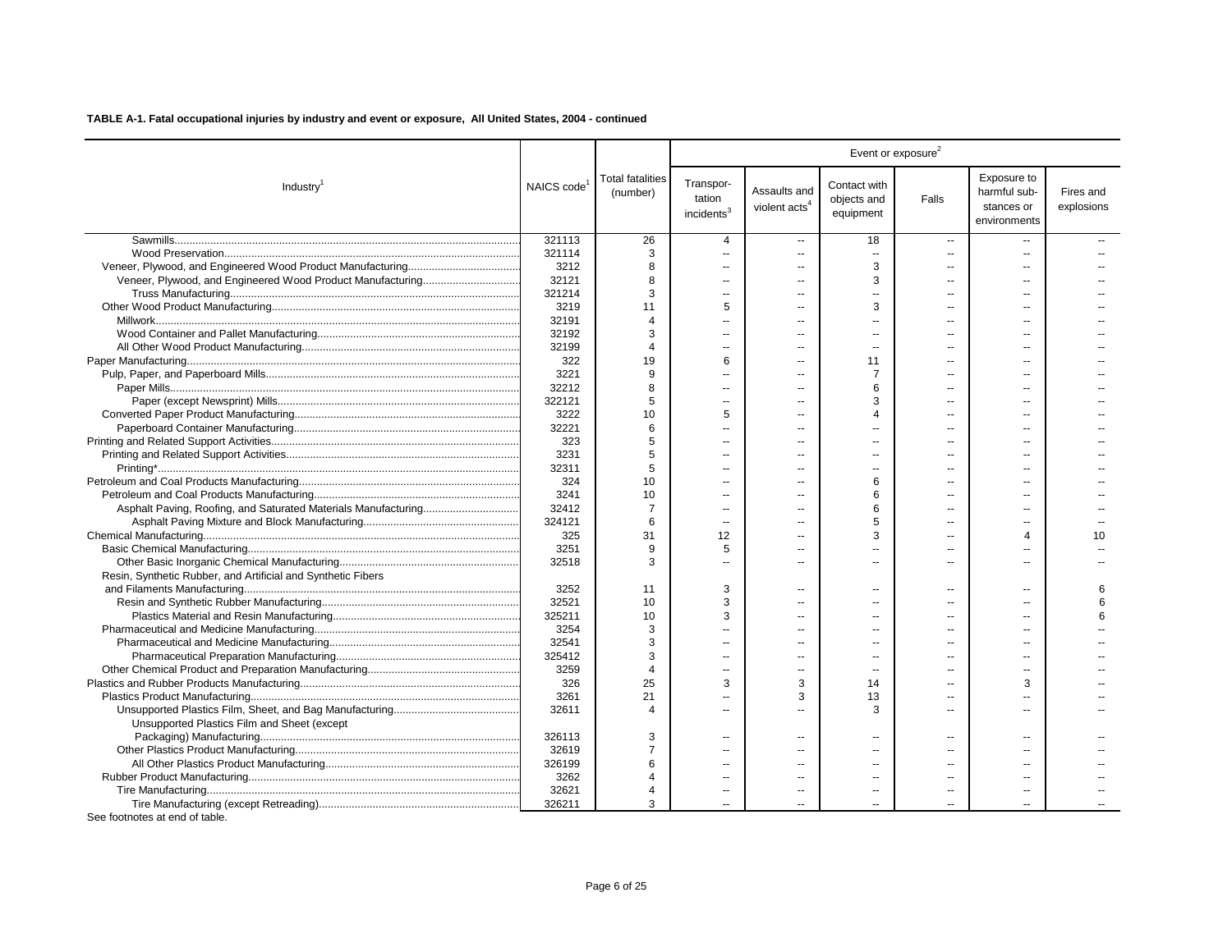**TABLE A-1. Fatal occupational injuries by industry and event or exposure, All United States, 2004 - continued**

| Industry[1] | NAICS code[1] | Total fatalities (number) | Event or exposure[2] | | | | | |
|---|---|---|---|---|---|---|---|---|
| | | | Transportation incidents[3] | Assaults and violent acts[4] | Contact with objects and equipment | Falls | Exposure to harmful substances or environments | Fires and explosions |
| Sawmills | 321113 | 26 | 4 | -- | 18 | -- | -- | -- |
| Wood Preservation | 321114 | 3 | -- | -- | -- | -- | -- | -- |
| Veneer, Plywood, and Engineered Wood Product Manufacturing | 3212 | 8 | -- | -- | 3 | -- | -- | -- |
| Veneer, Plywood, and Engineered Wood Product Manufacturing | 32121 | 8 | -- | -- | 3 | -- | -- | -- |
| Truss Manufacturing | 321214 | 3 | -- | -- | -- | -- | -- | -- |
| Other Wood Product Manufacturing | 3219 | 11 | 5 | -- | 3 | -- | -- | -- |
| Millwork | 32191 | 4 | -- | -- | -- | -- | -- | -- |
| Wood Container and Pallet Manufacturing | 32192 | 3 | -- | -- | -- | -- | -- | -- |
| All Other Wood Product Manufacturing | 32199 | 4 | -- | -- | -- | -- | -- | -- |
| Paper Manufacturing | 322 | 19 | 6 | -- | 11 | -- | -- | -- |
| Pulp, Paper, and Paperboard Mills | 3221 | 9 | -- | -- | 7 | -- | -- | -- |
| Paper Mills | 32212 | 8 | -- | -- | 6 | -- | -- | -- |
| Paper (except Newsprint) Mills | 322121 | 5 | -- | -- | 3 | -- | -- | -- |
| Converted Paper Product Manufacturing | 3222 | 10 | 5 | -- | 4 | -- | -- | -- |
| Paperboard Container Manufacturing | 32221 | 6 | -- | -- | -- | -- | -- | -- |
| Printing and Related Support Activities | 323 | 5 | -- | -- | -- | -- | -- | -- |
| Printing and Related Support Activities | 3231 | 5 | -- | -- | -- | -- | -- | -- |
| Printing* | 32311 | 5 | -- | -- | -- | -- | -- | -- |
| Petroleum and Coal Products Manufacturing | 324 | 10 | -- | -- | 6 | -- | -- | -- |
| Petroleum and Coal Products Manufacturing | 3241 | 10 | -- | -- | 6 | -- | -- | -- |
| Asphalt Paving, Roofing, and Saturated Materials Manufacturing | 32412 | 7 | -- | -- | 6 | -- | -- | -- |
| Asphalt Paving Mixture and Block Manufacturing | 324121 | 6 | -- | -- | 5 | -- | -- | -- |
| Chemical Manufacturing | 325 | 31 | 12 | -- | 3 | -- | 4 | 10 |
| Basic Chemical Manufacturing | 3251 | 9 | 5 | -- | -- | -- | -- | -- |
| Other Basic Inorganic Chemical Manufacturing | 32518 | 3 | -- | -- | -- | -- | -- | -- |
| Resin, Synthetic Rubber, and Artificial and Synthetic Fibers and Filaments Manufacturing | 3252 | 11 | 3 | -- | -- | -- | -- | 6 |
| Resin and Synthetic Rubber Manufacturing | 32521 | 10 | 3 | -- | -- | -- | -- | 6 |
| Plastics Material and Resin Manufacturing | 325211 | 10 | 3 | -- | -- | -- | -- | 6 |
| Pharmaceutical and Medicine Manufacturing | 3254 | 3 | -- | -- | -- | -- | -- | -- |
| Pharmaceutical and Medicine Manufacturing | 32541 | 3 | -- | -- | -- | -- | -- | -- |
| Pharmaceutical Preparation Manufacturing | 325412 | 3 | -- | -- | -- | -- | -- | -- |
| Other Chemical Product and Preparation Manufacturing | 3259 | 4 | -- | -- | -- | -- | -- | -- |
| Plastics and Rubber Products Manufacturing | 326 | 25 | 3 | 3 | 14 | -- | 3 | -- |
| Plastics Product Manufacturing | 3261 | 21 | -- | 3 | 13 | -- | -- | -- |
| Unsupported Plastics Film, Sheet, and Bag Manufacturing | 32611 | 4 | -- | -- | 3 | -- | -- | -- |
| Unsupported Plastics Film and Sheet (except Packaging) Manufacturing | 326113 | 3 | -- | -- | -- | -- | -- | -- |
| Other Plastics Product Manufacturing | 32619 | 7 | -- | -- | -- | -- | -- | -- |
| All Other Plastics Product Manufacturing | 326199 | 6 | -- | -- | -- | -- | -- | -- |
| Rubber Product Manufacturing | 3262 | 4 | -- | -- | -- | -- | -- | -- |
| Tire Manufacturing | 32621 | 4 | -- | -- | -- | -- | -- | -- |
| Tire Manufacturing (except Retreading) | 326211 | 3 | -- | -- | -- | -- | -- | -- |

See footnotes at end of table.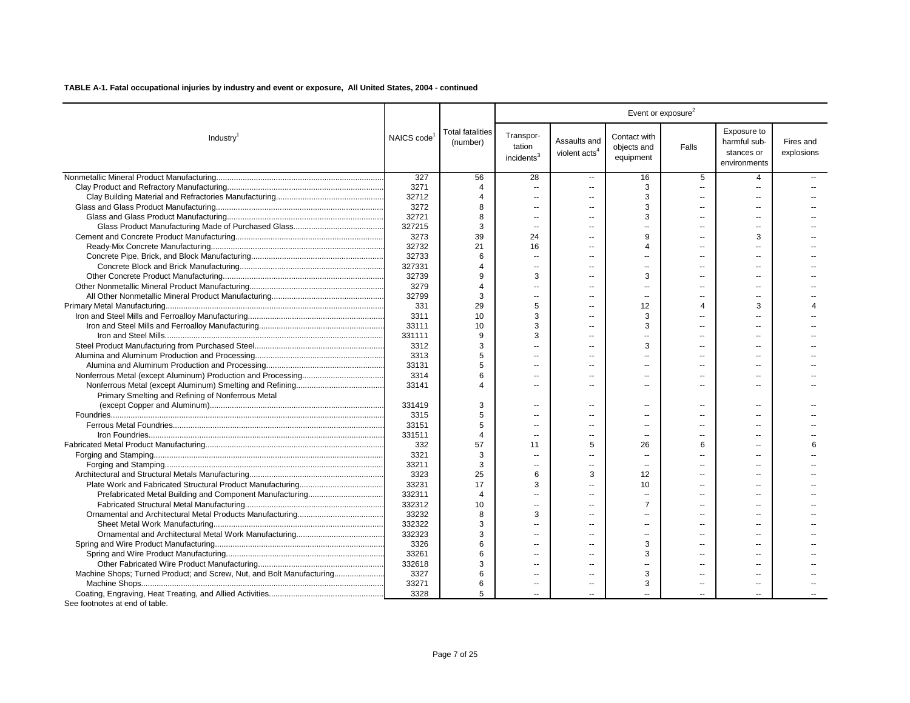**TABLE A-1. Fatal occupational injuries by industry and event or exposure, All United States, 2004 - continued**

| Industry[1] | NAICS code[1] | Total fatalities (number) | Event or exposure[2] | | | | | |
|---|---|---|---|---|---|---|---|---|
| | | | Transportation incidents[3] | Assaults and violent acts[4] | Contact with objects and equipment | Falls | Exposure to harmful substances or environments | Fires and explosions |
| Nonmetallic Mineral Product Manufacturing | 327 | 56 | 28 | -- | 16 | 5 | 4 | -- |
| Clay Product and Refractory Manufacturing | 3271 | 4 | -- | -- | 3 | -- | -- | -- |
| Clay Building Material and Refractories Manufacturing | 32712 | 4 | -- | -- | 3 | -- | -- | -- |
| Glass and Glass Product Manufacturing | 3272 | 8 | -- | -- | 3 | -- | -- | -- |
| Glass and Glass Product Manufacturing | 32721 | 8 | -- | -- | 3 | -- | -- | -- |
| Glass Product Manufacturing Made of Purchased Glass | 327215 | 3 | -- | -- | -- | -- | -- | -- |
| Cement and Concrete Product Manufacturing | 3273 | 39 | 24 | -- | 9 | -- | 3 | -- |
| Ready-Mix Concrete Manufacturing | 32732 | 21 | 16 | -- | 4 | -- | -- | -- |
| Concrete Pipe, Brick, and Block Manufacturing | 32733 | 6 | -- | -- | -- | -- | -- | -- |
| Concrete Block and Brick Manufacturing | 327331 | 4 | -- | -- | -- | -- | -- | -- |
| Other Concrete Product Manufacturing | 32739 | 9 | 3 | -- | 3 | -- | -- | -- |
| Other Nonmetallic Mineral Product Manufacturing | 3279 | 4 | -- | -- | -- | -- | -- | -- |
| All Other Nonmetallic Mineral Product Manufacturing | 32799 | 3 | -- | -- | -- | -- | -- | -- |
| Primary Metal Manufacturing | 331 | 29 | 5 | -- | 12 | 4 | 3 | 4 |
| Iron and Steel Mills and Ferroalloy Manufacturing | 3311 | 10 | 3 | -- | 3 | -- | -- | -- |
| Iron and Steel Mills and Ferroalloy Manufacturing | 33111 | 10 | 3 | -- | 3 | -- | -- | -- |
| Iron and Steel Mills | 331111 | 9 | 3 | -- | -- | -- | -- | -- |
| Steel Product Manufacturing from Purchased Steel | 3312 | 3 | -- | -- | 3 | -- | -- | -- |
| Alumina and Aluminum Production and Processing | 3313 | 5 | -- | -- | -- | -- | -- | -- |
| Alumina and Aluminum Production and Processing | 33131 | 5 | -- | -- | -- | -- | -- | -- |
| Nonferrous Metal (except Aluminum) Production and Processing | 3314 | 6 | -- | -- | -- | -- | -- | -- |
| Nonferrous Metal (except Aluminum) Smelting and Refining | 33141 | 4 | -- | -- | -- | -- | -- | -- |
| Primary Smelting and Refining of Nonferrous Metal (except Copper and Aluminum) | 331419 | 3 | -- | -- | -- | -- | -- | -- |
| Foundries | 3315 | 5 | -- | -- | -- | -- | -- | -- |
| Ferrous Metal Foundries | 33151 | 5 | -- | -- | -- | -- | -- | -- |
| Iron Foundries | 331511 | 4 | -- | -- | -- | -- | -- | -- |
| Fabricated Metal Product Manufacturing | 332 | 57 | 11 | 5 | 26 | 6 | -- | 6 |
| Forging and Stamping | 3321 | 3 | -- | -- | -- | -- | -- | -- |
| Forging and Stamping | 33211 | 3 | -- | -- | -- | -- | -- | -- |
| Architectural and Structural Metals Manufacturing | 3323 | 25 | 6 | 3 | 12 | -- | -- | -- |
| Plate Work and Fabricated Structural Product Manufacturing | 33231 | 17 | 3 | -- | 10 | -- | -- | -- |
| Prefabricated Metal Building and Component Manufacturing | 332311 | 4 | -- | -- | -- | -- | -- | -- |
| Fabricated Structural Metal Manufacturing | 332312 | 10 | -- | -- | 7 | -- | -- | -- |
| Ornamental and Architectural Metal Products Manufacturing | 33232 | 8 | 3 | -- | -- | -- | -- | -- |
| Sheet Metal Work Manufacturing | 332322 | 3 | -- | -- | -- | -- | -- | -- |
| Ornamental and Architectural Metal Work Manufacturing | 332323 | 3 | -- | -- | -- | -- | -- | -- |
| Spring and Wire Product Manufacturing | 3326 | 6 | -- | -- | 3 | -- | -- | -- |
| Spring and Wire Product Manufacturing | 33261 | 6 | -- | -- | 3 | -- | -- | -- |
| Other Fabricated Wire Product Manufacturing | 332618 | 3 | -- | -- | -- | -- | -- | -- |
| Machine Shops; Turned Product; and Screw, Nut, and Bolt Manufacturing | 3327 | 6 | -- | -- | 3 | -- | -- | -- |
| Machine Shops | 33271 | 6 | -- | -- | 3 | -- | -- | -- |
| Coating, Engraving, Heat Treating, and Allied Activities | 3328 | 5 | -- | -- | -- | -- | -- | -- |

See footnotes at end of table.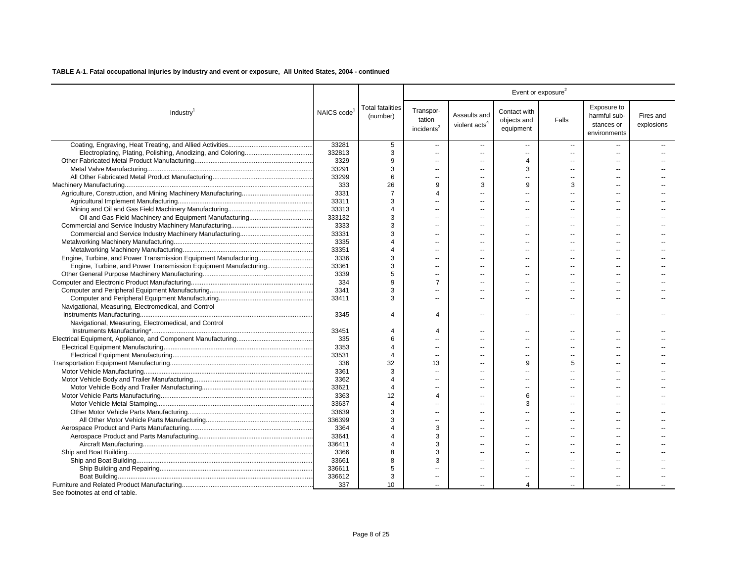**TABLE A-1. Fatal occupational injuries by industry and event or exposure, All United States, 2004 - continued**

| Industry[1] | NAICS code[1] | Total fatalities (number) | Event or exposure[2] | | | | | |
|---|---|---|---|---|---|---|---|---|
| | | | Transportation incidents[3] | Assaults and violent acts[4] | Contact with objects and equipment | Falls | Exposure to harmful substances or environments | Fires and explosions |
| Coating, Engraving, Heat Treating, and Allied Activities | 33281 | 5 | -- | -- | -- | -- | -- | -- |
| Electroplating, Plating, Polishing, Anodizing, and Coloring | 332813 | 3 | -- | -- | -- | -- | -- | -- |
| Other Fabricated Metal Product Manufacturing | 3329 | 9 | -- | -- | 4 | -- | -- | -- |
| Metal Valve Manufacturing | 33291 | 3 | -- | -- | 3 | -- | -- | -- |
| All Other Fabricated Metal Product Manufacturing | 33299 | 6 | -- | -- | -- | -- | -- | -- |
| Machinery Manufacturing | 333 | 26 | 9 | 3 | 9 | 3 | -- | -- |
| Agriculture, Construction, and Mining Machinery Manufacturing | 3331 | 7 | 4 | -- | -- | -- | -- | -- |
| Agricultural Implement Manufacturing | 33311 | 3 | -- | -- | -- | -- | -- | -- |
| Mining and Oil and Gas Field Machinery Manufacturing | 33313 | 4 | -- | -- | -- | -- | -- | -- |
| Oil and Gas Field Machinery and Equipment Manufacturing | 333132 | 3 | -- | -- | -- | -- | -- | -- |
| Commercial and Service Industry Machinery Manufacturing | 3333 | 3 | -- | -- | -- | -- | -- | -- |
| Commercial and Service Industry Machinery Manufacturing | 33331 | 3 | -- | -- | -- | -- | -- | -- |
| Metalworking Machinery Manufacturing | 3335 | 4 | -- | -- | -- | -- | -- | -- |
| Metalworking Machinery Manufacturing | 33351 | 4 | -- | -- | -- | -- | -- | -- |
| Engine, Turbine, and Power Transmission Equipment Manufacturing | 3336 | 3 | -- | -- | -- | -- | -- | -- |
| Engine, Turbine, and Power Transmission Equipment Manufacturing | 33361 | 3 | -- | -- | -- | -- | -- | -- |
| Other General Purpose Machinery Manufacturing | 3339 | 5 | -- | -- | -- | -- | -- | -- |
| Computer and Electronic Product Manufacturing | 334 | 9 | 7 | -- | -- | -- | -- | -- |
| Computer and Peripheral Equipment Manufacturing | 3341 | 3 | -- | -- | -- | -- | -- | -- |
| Computer and Peripheral Equipment Manufacturing | 33411 | 3 | -- | -- | -- | -- | -- | -- |
| Navigational, Measuring, Electromedical, and Control Instruments Manufacturing | 3345 | 4 | 4 | -- | -- | -- | -- | -- |
| Navigational, Measuring, Electromedical, and Control Instruments Manufacturing* | 33451 | 4 | 4 | -- | -- | -- | -- | -- |
| Electrical Equipment, Appliance, and Component Manufacturing | 335 | 6 | -- | -- | -- | -- | -- | -- |
| Electrical Equipment Manufacturing | 3353 | 4 | -- | -- | -- | -- | -- | -- |
| Electrical Equipment Manufacturing | 33531 | 4 | -- | -- | -- | -- | -- | -- |
| Transportation Equipment Manufacturing | 336 | 32 | 13 | -- | 9 | 5 | -- | -- |
| Motor Vehicle Manufacturing | 3361 | 3 | -- | -- | -- | -- | -- | -- |
| Motor Vehicle Body and Trailer Manufacturing | 3362 | 4 | -- | -- | -- | -- | -- | -- |
| Motor Vehicle Body and Trailer Manufacturing | 33621 | 4 | -- | -- | -- | -- | -- | -- |
| Motor Vehicle Parts Manufacturing | 3363 | 12 | 4 | -- | 6 | -- | -- | -- |
| Motor Vehicle Metal Stamping | 33637 | 4 | -- | -- | 3 | -- | -- | -- |
| Other Motor Vehicle Parts Manufacturing | 33639 | 3 | -- | -- | -- | -- | -- | -- |
| All Other Motor Vehicle Parts Manufacturing | 336399 | 3 | -- | -- | -- | -- | -- | -- |
| Aerospace Product and Parts Manufacturing | 3364 | 4 | 3 | -- | -- | -- | -- | -- |
| Aerospace Product and Parts Manufacturing | 33641 | 4 | 3 | -- | -- | -- | -- | -- |
| Aircraft Manufacturing | 336411 | 4 | 3 | -- | -- | -- | -- | -- |
| Ship and Boat Building | 3366 | 8 | 3 | -- | -- | -- | -- | -- |
| Ship and Boat Building | 33661 | 8 | 3 | -- | -- | -- | -- | -- |
| Ship Building and Repairing | 336611 | 5 | -- | -- | -- | -- | -- | -- |
| Boat Building | 336612 | 3 | -- | -- | -- | -- | -- | -- |
| Furniture and Related Product Manufacturing | 337 | 10 | -- | -- | 4 | -- | -- | -- |

See footnotes at end of table.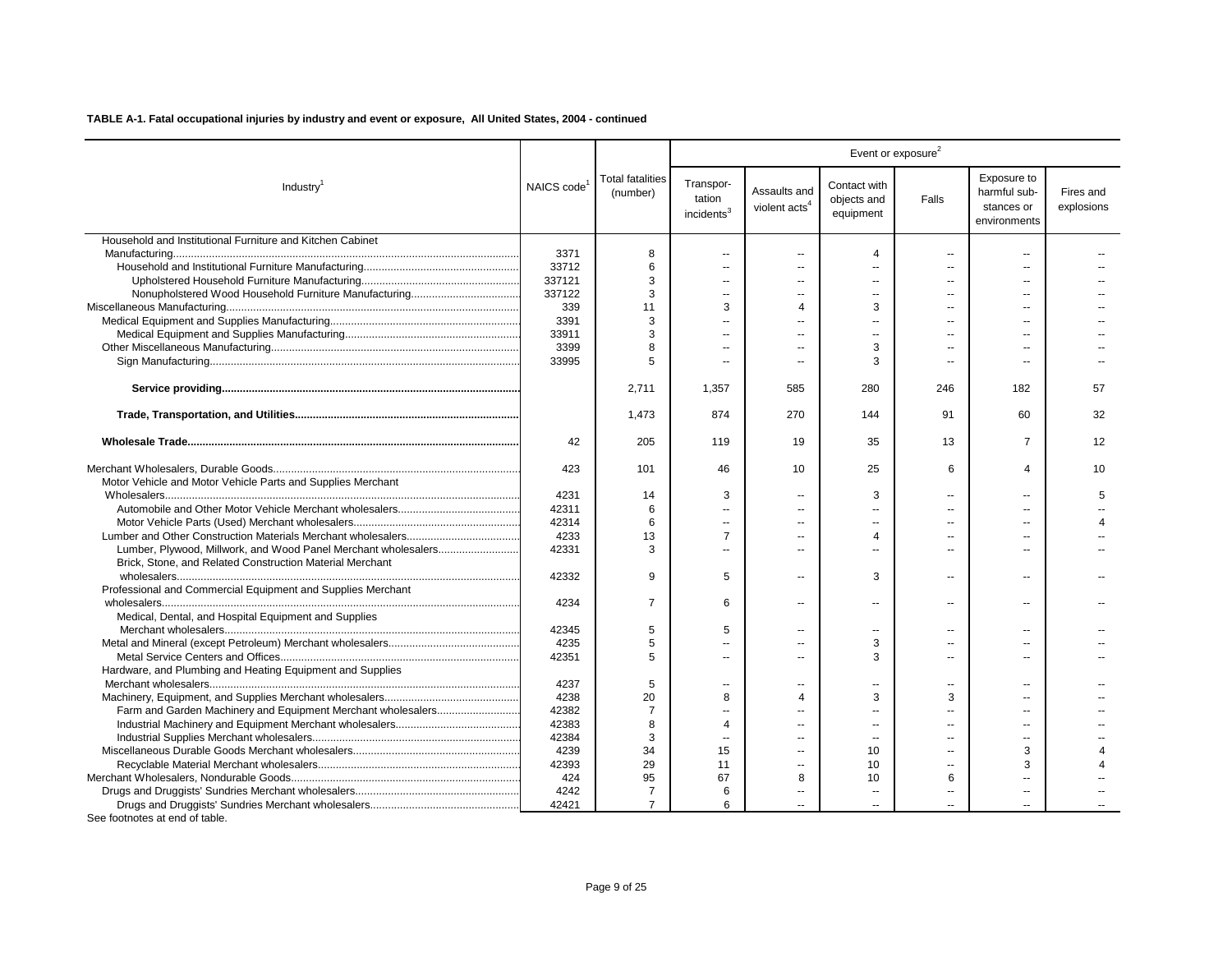**TABLE A-1. Fatal occupational injuries by industry and event or exposure, All United States, 2004 - continued**

| Industry[1] | NAICS code[1] | Total fatalities (number) | Transportation incidents[3] | Assaults and violent acts[4] | Contact with objects and equipment | Falls | Exposure to harmful substances or environments | Fires and explosions |
|---|---|---|---|---|---|---|---|---|
| | | | Event or exposure[2] | | | | | |
| Household and Institutional Furniture and Kitchen Cabinet Manufacturing | 3371 | 8 | -- | -- | 4 | -- | -- | -- |
| Household and Institutional Furniture Manufacturing | 33712 | 6 | -- | -- | -- | -- | -- | -- |
| Upholstered Household Furniture Manufacturing | 337121 | 3 | -- | -- | -- | -- | -- | -- |
| Nonupholstered Wood Household Furniture Manufacturing | 337122 | 3 | -- | -- | -- | -- | -- | -- |
| Miscellaneous Manufacturing | 339 | 11 | 3 | 4 | 3 | -- | -- | -- |
| Medical Equipment and Supplies Manufacturing | 3391 | 3 | -- | -- | -- | -- | -- | -- |
| Medical Equipment and Supplies Manufacturing | 33911 | 3 | -- | -- | -- | -- | -- | -- |
| Other Miscellaneous Manufacturing | 3399 | 8 | -- | -- | 3 | -- | -- | -- |
| Sign Manufacturing | 33995 | 5 | -- | -- | 3 | -- | -- | -- |
| **Service providing** | | 2,711 | 1,357 | 585 | 280 | 246 | 182 | 57 |
| **Trade, Transportation, and Utilities** | | 1,473 | 874 | 270 | 144 | 91 | 60 | 32 |
| **Wholesale Trade** | 42 | 205 | 119 | 19 | 35 | 13 | 7 | 12 |
| Merchant Wholesalers, Durable Goods | 423 | 101 | 46 | 10 | 25 | 6 | 4 | 10 |
| Motor Vehicle and Motor Vehicle Parts and Supplies Merchant Wholesalers | 4231 | 14 | 3 | -- | 3 | -- | -- | 5 |
| Automobile and Other Motor Vehicle Merchant wholesalers | 42311 | 6 | -- | -- | -- | -- | -- | -- |
| Motor Vehicle Parts (Used) Merchant wholesalers | 42314 | 6 | -- | -- | -- | -- | -- | 4 |
| Lumber and Other Construction Materials Merchant wholesalers | 4233 | 13 | 7 | -- | 4 | -- | -- | -- |
| Lumber, Plywood, Millwork, and Wood Panel Merchant wholesalers | 42331 | 3 | -- | -- | -- | -- | -- | -- |
| Brick, Stone, and Related Construction Material Merchant wholesalers | 42332 | 9 | 5 | -- | 3 | -- | -- | -- |
| Professional and Commercial Equipment and Supplies Merchant wholesalers | 4234 | 7 | 6 | -- | -- | -- | -- | -- |
| Medical, Dental, and Hospital Equipment and Supplies Merchant wholesalers | 42345 | 5 | 5 | -- | -- | -- | -- | -- |
| Metal and Mineral (except Petroleum) Merchant wholesalers | 4235 | 5 | -- | -- | 3 | -- | -- | -- |
| Metal Service Centers and Offices | 42351 | 5 | -- | -- | 3 | -- | -- | -- |
| Hardware, and Plumbing and Heating Equipment and Supplies Merchant wholesalers | 4237 | 5 | -- | -- | -- | -- | -- | -- |
| Machinery, Equipment, and Supplies Merchant wholesalers | 4238 | 20 | 8 | 4 | 3 | 3 | -- | -- |
| Farm and Garden Machinery and Equipment Merchant wholesalers | 42382 | 7 | -- | -- | -- | -- | -- | -- |
| Industrial Machinery and Equipment Merchant wholesalers | 42383 | 8 | 4 | -- | -- | -- | -- | -- |
| Industrial Supplies Merchant wholesalers | 42384 | 3 | -- | -- | -- | -- | -- | -- |
| Miscellaneous Durable Goods Merchant wholesalers | 4239 | 34 | 15 | -- | 10 | -- | 3 | 4 |
| Recyclable Material Merchant wholesalers | 42393 | 29 | 11 | -- | 10 | -- | 3 | 4 |
| Merchant Wholesalers, Nondurable Goods | 424 | 95 | 67 | 8 | 10 | 6 | -- | -- |
| Drugs and Druggists' Sundries Merchant wholesalers | 4242 | 7 | 6 | -- | -- | -- | -- | -- |
| Drugs and Druggists' Sundries Merchant wholesalers | 42421 | 7 | 6 | -- | -- | -- | -- | -- |

See footnotes at end of table.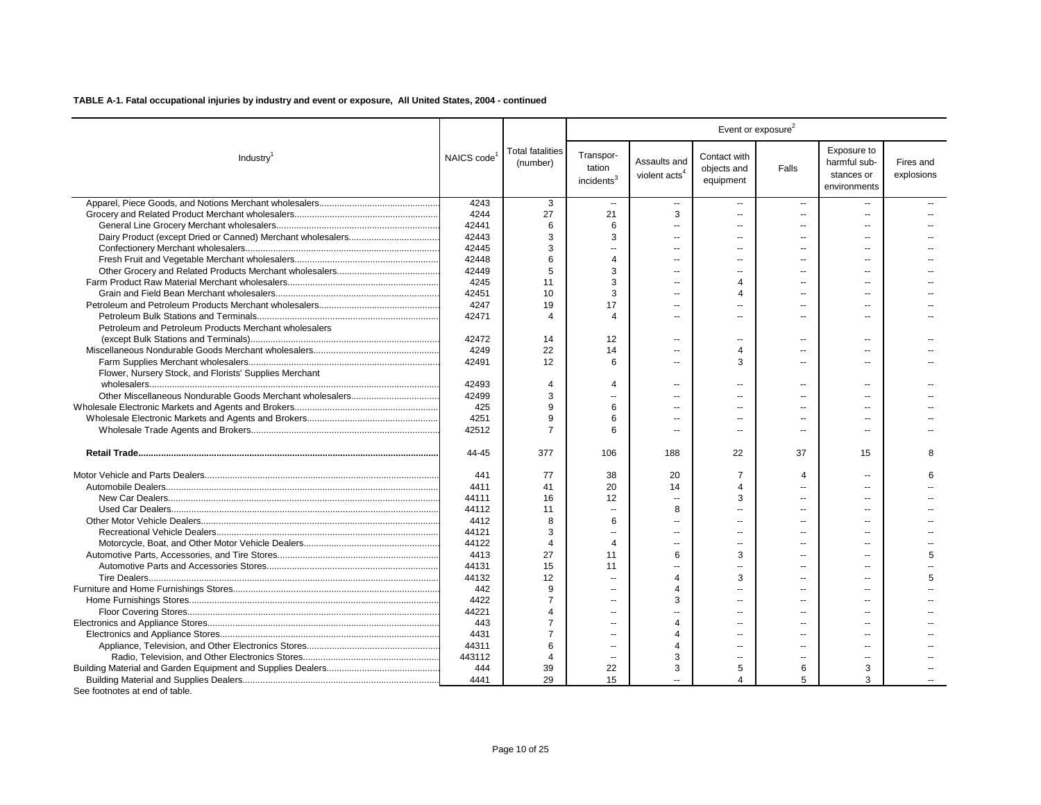**TABLE A-1. Fatal occupational injuries by industry and event or exposure, All United States, 2004 - continued**

| Industry[1] | NAICS code[1] | Total fatalities (number) | Event or exposure[2] | | | | | |
|---|---|---|---|---|---|---|---|---|
| | | | Transportation incidents[3] | Assaults and violent acts[4] | Contact with objects and equipment | Falls | Exposure to harmful substances or environments | Fires and explosions |
| Apparel, Piece Goods, and Notions Merchant wholesalers | 4243 | 3 | -- | -- | -- | -- | -- | -- |
| Grocery and Related Product Merchant wholesalers | 4244 | 27 | 21 | 3 | -- | -- | -- | -- |
| General Line Grocery Merchant wholesalers | 42441 | 6 | 6 | -- | -- | -- | -- | -- |
| Dairy Product (except Dried or Canned) Merchant wholesalers | 42443 | 3 | 3 | -- | -- | -- | -- | -- |
| Confectionery Merchant wholesalers | 42445 | 3 | -- | -- | -- | -- | -- | -- |
| Fresh Fruit and Vegetable Merchant wholesalers | 42448 | 6 | 4 | -- | -- | -- | -- | -- |
| Other Grocery and Related Products Merchant wholesalers | 42449 | 5 | 3 | -- | -- | -- | -- | -- |
| Farm Product Raw Material Merchant wholesalers | 4245 | 11 | 3 | -- | 4 | -- | -- | -- |
| Grain and Field Bean Merchant wholesalers | 42451 | 10 | 3 | -- | 4 | -- | -- | -- |
| Petroleum and Petroleum Products Merchant wholesalers | 4247 | 19 | 17 | -- | -- | -- | -- | -- |
| Petroleum Bulk Stations and Terminals | 42471 | 4 | 4 | -- | -- | -- | -- | -- |
| Petroleum and Petroleum Products Merchant wholesalers (except Bulk Stations and Terminals) | 42472 | 14 | 12 | -- | -- | -- | -- | -- |
| Miscellaneous Nondurable Goods Merchant wholesalers | 4249 | 22 | 14 | -- | 4 | -- | -- | -- |
| Farm Supplies Merchant wholesalers | 42491 | 12 | 6 | -- | 3 | -- | -- | -- |
| Flower, Nursery Stock, and Florists' Supplies Merchant wholesalers | 42493 | 4 | 4 | -- | -- | -- | -- | -- |
| Other Miscellaneous Nondurable Goods Merchant wholesalers | 42499 | 3 | -- | -- | -- | -- | -- | -- |
| Wholesale Electronic Markets and Agents and Brokers | 425 | 9 | 6 | -- | -- | -- | -- | -- |
| Wholesale Electronic Markets and Agents and Brokers | 4251 | 9 | 6 | -- | -- | -- | -- | -- |
| Wholesale Trade Agents and Brokers | 42512 | 7 | 6 | -- | -- | -- | -- | -- |
| **Retail Trade** | 44-45 | 377 | 106 | 188 | 22 | 37 | 15 | 8 |
| Motor Vehicle and Parts Dealers | 441 | 77 | 38 | 20 | 7 | 4 | -- | 6 |
| Automobile Dealers | 4411 | 41 | 20 | 14 | 4 | -- | -- | -- |
| New Car Dealers | 44111 | 16 | 12 | -- | 3 | -- | -- | -- |
| Used Car Dealers | 44112 | 11 | -- | 8 | -- | -- | -- | -- |
| Other Motor Vehicle Dealers | 4412 | 8 | 6 | -- | -- | -- | -- | -- |
| Recreational Vehicle Dealers | 44121 | 3 | -- | -- | -- | -- | -- | -- |
| Motorcycle, Boat, and Other Motor Vehicle Dealers | 44122 | 4 | 4 | -- | -- | -- | -- | -- |
| Automotive Parts, Accessories, and Tire Stores | 4413 | 27 | 11 | 6 | 3 | -- | -- | 5 |
| Automotive Parts and Accessories Stores | 44131 | 15 | 11 | -- | -- | -- | -- | -- |
| Tire Dealers | 44132 | 12 | -- | 4 | 3 | -- | -- | 5 |
| Furniture and Home Furnishings Stores | 442 | 9 | -- | 4 | -- | -- | -- | -- |
| Home Furnishings Stores | 4422 | 7 | -- | 3 | -- | -- | -- | -- |
| Floor Covering Stores | 44221 | 4 | -- | -- | -- | -- | -- | -- |
| Electronics and Appliance Stores | 443 | 7 | -- | 4 | -- | -- | -- | -- |
| Electronics and Appliance Stores | 4431 | 7 | -- | 4 | -- | -- | -- | -- |
| Appliance, Television, and Other Electronics Stores | 44311 | 6 | -- | 4 | -- | -- | -- | -- |
| Radio, Television, and Other Electronics Stores | 443112 | 4 | -- | 3 | -- | -- | -- | -- |
| Building Material and Garden Equipment and Supplies Dealers | 444 | 39 | 22 | 3 | 5 | 6 | 3 | -- |
| Building Material and Supplies Dealers | 4441 | 29 | 15 | -- | 4 | 5 | 3 | -- |

See footnotes at end of table.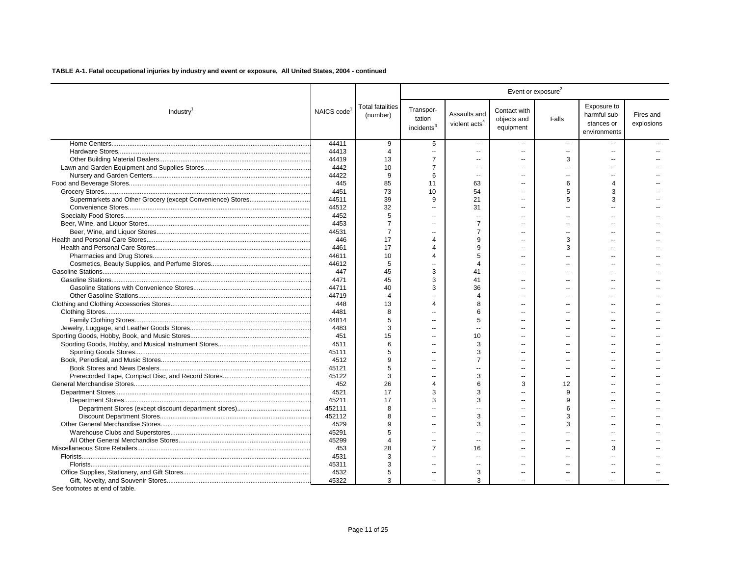**TABLE A-1. Fatal occupational injuries by industry and event or exposure, All United States, 2004 - continued**

| Industry[1] | NAICS code[1] | Total fatalities (number) | Event or exposure[2] | | | | | |
|---|---|---|---|---|---|---|---|---|
| | | | Transportation incidents[3] | Assaults and violent acts[4] | Contact with objects and equipment | Falls | Exposure to harmful substances or environments | Fires and explosions |
| Home Centers | 44411 | 9 | 5 | -- | -- | -- | -- | -- |
| Hardware Stores | 44413 | 4 | -- | -- | -- | -- | -- | -- |
| Other Building Material Dealers | 44419 | 13 | 7 | -- | -- | 3 | -- | -- |
| Lawn and Garden Equipment and Supplies Stores | 4442 | 10 | 7 | -- | -- | -- | -- | -- |
| Nursery and Garden Centers | 44422 | 9 | 6 | -- | -- | -- | -- | -- |
| Food and Beverage Stores | 445 | 85 | 11 | 63 | -- | 6 | 4 | -- |
| Grocery Stores | 4451 | 73 | 10 | 54 | -- | 5 | 3 | -- |
| Supermarkets and Other Grocery (except Convenience) Stores | 44511 | 39 | 9 | 21 | -- | 5 | 3 | -- |
| Convenience Stores | 44512 | 32 | -- | 31 | -- | -- | -- | -- |
| Specialty Food Stores | 4452 | 5 | -- | -- | -- | -- | -- | -- |
| Beer, Wine, and Liquor Stores | 4453 | 7 | -- | 7 | -- | -- | -- | -- |
| Beer, Wine, and Liquor Stores | 44531 | 7 | -- | 7 | -- | -- | -- | -- |
| Health and Personal Care Stores | 446 | 17 | 4 | 9 | -- | 3 | -- | -- |
| Health and Personal Care Stores | 4461 | 17 | 4 | 9 | -- | 3 | -- | -- |
| Pharmacies and Drug Stores | 44611 | 10 | 4 | 5 | -- | -- | -- | -- |
| Cosmetics, Beauty Supplies, and Perfume Stores | 44612 | 5 | -- | 4 | -- | -- | -- | -- |
| Gasoline Stations | 447 | 45 | 3 | 41 | -- | -- | -- | -- |
| Gasoline Stations | 4471 | 45 | 3 | 41 | -- | -- | -- | -- |
| Gasoline Stations with Convenience Stores | 44711 | 40 | 3 | 36 | -- | -- | -- | -- |
| Other Gasoline Stations | 44719 | 4 | -- | 4 | -- | -- | -- | -- |
| Clothing and Clothing Accessories Stores | 448 | 13 | 4 | 8 | -- | -- | -- | -- |
| Clothing Stores | 4481 | 8 | -- | 6 | -- | -- | -- | -- |
| Family Clothing Stores | 44814 | 5 | -- | 5 | -- | -- | -- | -- |
| Jewelry, Luggage, and Leather Goods Stores | 4483 | 3 | -- | -- | -- | -- | -- | -- |
| Sporting Goods, Hobby, Book, and Music Stores | 451 | 15 | -- | 10 | -- | -- | -- | -- |
| Sporting Goods, Hobby, and Musical Instrument Stores | 4511 | 6 | -- | 3 | -- | -- | -- | -- |
| Sporting Goods Stores | 45111 | 5 | -- | 3 | -- | -- | -- | -- |
| Book, Periodical, and Music Stores | 4512 | 9 | -- | 7 | -- | -- | -- | -- |
| Book Stores and News Dealers | 45121 | 5 | -- | -- | -- | -- | -- | -- |
| Prerecorded Tape, Compact Disc, and Record Stores | 45122 | 3 | -- | 3 | -- | -- | -- | -- |
| General Merchandise Stores | 452 | 26 | 4 | 6 | 3 | 12 | -- | -- |
| Department Stores | 4521 | 17 | 3 | 3 | -- | 9 | -- | -- |
| Department Stores | 45211 | 17 | 3 | 3 | -- | 9 | -- | -- |
| Department Stores (except discount department stores) | 452111 | 8 | -- | -- | -- | 6 | -- | -- |
| Discount Department Stores | 452112 | 8 | -- | 3 | -- | 3 | -- | -- |
| Other General Merchandise Stores | 4529 | 9 | -- | 3 | -- | 3 | -- | -- |
| Warehouse Clubs and Superstores | 45291 | 5 | -- | -- | -- | -- | -- | -- |
| All Other General Merchandise Stores | 45299 | 4 | -- | -- | -- | -- | -- | -- |
| Miscellaneous Store Retailers | 453 | 28 | 7 | 16 | -- | -- | 3 | -- |
| Florists | 4531 | 3 | -- | -- | -- | -- | -- | -- |
| Florists | 45311 | 3 | -- | -- | -- | -- | -- | -- |
| Office Supplies, Stationery, and Gift Stores | 4532 | 5 | -- | 3 | -- | -- | -- | -- |
| Gift, Novelty, and Souvenir Stores | 45322 | 3 | -- | 3 | -- | -- | -- | -- |

See footnotes at end of table.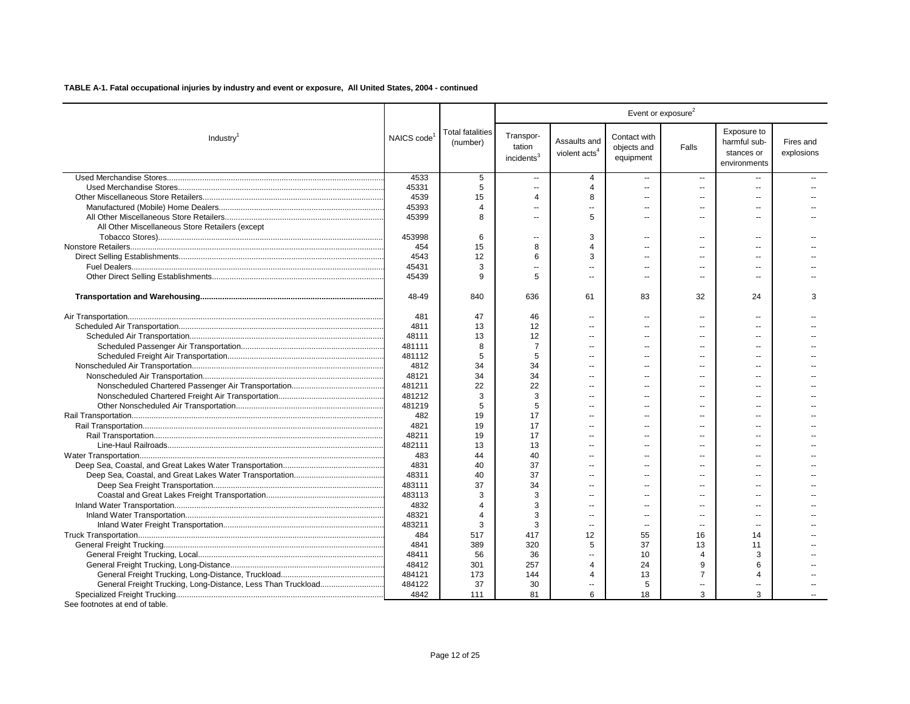**TABLE A-1. Fatal occupational injuries by industry and event or exposure, All United States, 2004 - continued**

| Industry[1] | NAICS code[1] | Total fatalities (number) | Event or exposure[2] | | | | | |
|---|---|---|---|---|---|---|---|---|
| | | | Transportation incidents[3] | Assaults and violent acts[4] | Contact with objects and equipment | Falls | Exposure to harmful substances or environments | Fires and explosions |
| Used Merchandise Stores | 4533 | 5 | -- | 4 | -- | -- | -- | -- |
| Used Merchandise Stores | 45331 | 5 | -- | 4 | -- | -- | -- | -- |
| Other Miscellaneous Store Retailers | 4539 | 15 | 4 | 8 | -- | -- | -- | -- |
| Manufactured (Mobile) Home Dealers | 45393 | 4 | -- | -- | -- | -- | -- | -- |
| All Other Miscellaneous Store Retailers | 45399 | 8 | -- | 5 | -- | -- | -- | -- |
| All Other Miscellaneous Store Retailers (except Tobacco Stores) | 453998 | 6 | -- | 3 | -- | -- | -- | -- |
| Nonstore Retailers | 454 | 15 | 8 | 4 | -- | -- | -- | -- |
| Direct Selling Establishments | 4543 | 12 | 6 | 3 | -- | -- | -- | -- |
| Fuel Dealers | 45431 | 3 | -- | -- | -- | -- | -- | -- |
| Other Direct Selling Establishments | 45439 | 9 | 5 | -- | -- | -- | -- | -- |
| **Transportation and Warehousing** | 48-49 | 840 | 636 | 61 | 83 | 32 | 24 | 3 |
| Air Transportation | 481 | 47 | 46 | -- | -- | -- | -- | -- |
| Scheduled Air Transportation | 4811 | 13 | 12 | -- | -- | -- | -- | -- |
| Scheduled Air Transportation | 48111 | 13 | 12 | -- | -- | -- | -- | -- |
| Scheduled Passenger Air Transportation | 481111 | 8 | 7 | -- | -- | -- | -- | -- |
| Scheduled Freight Air Transportation | 481112 | 5 | 5 | -- | -- | -- | -- | -- |
| Nonscheduled Air Transportation | 4812 | 34 | 34 | -- | -- | -- | -- | -- |
| Nonscheduled Air Transportation | 48121 | 34 | 34 | -- | -- | -- | -- | -- |
| Nonscheduled Chartered Passenger Air Transportation | 481211 | 22 | 22 | -- | -- | -- | -- | -- |
| Nonscheduled Chartered Freight Air Transportation | 481212 | 3 | 3 | -- | -- | -- | -- | -- |
| Other Nonscheduled Air Transportation | 481219 | 5 | 5 | -- | -- | -- | -- | -- |
| Rail Transportation | 482 | 19 | 17 | -- | -- | -- | -- | -- |
| Rail Transportation | 4821 | 19 | 17 | -- | -- | -- | -- | -- |
| Rail Transportation | 48211 | 19 | 17 | -- | -- | -- | -- | -- |
| Line-Haul Railroads | 482111 | 13 | 13 | -- | -- | -- | -- | -- |
| Water Transportation | 483 | 44 | 40 | -- | -- | -- | -- | -- |
| Deep Sea, Coastal, and Great Lakes Water Transportation | 4831 | 40 | 37 | -- | -- | -- | -- | -- |
| Deep Sea, Coastal, and Great Lakes Water Transportation | 48311 | 40 | 37 | -- | -- | -- | -- | -- |
| Deep Sea Freight Transportation | 483111 | 37 | 34 | -- | -- | -- | -- | -- |
| Coastal and Great Lakes Freight Transportation | 483113 | 3 | 3 | -- | -- | -- | -- | -- |
| Inland Water Transportation | 4832 | 4 | 3 | -- | -- | -- | -- | -- |
| Inland Water Transportation | 48321 | 4 | 3 | -- | -- | -- | -- | -- |
| Inland Water Freight Transportation | 483211 | 3 | 3 | -- | -- | -- | -- | -- |
| Truck Transportation | 484 | 517 | 417 | 12 | 55 | 16 | 14 | -- |
| General Freight Trucking | 4841 | 389 | 320 | 5 | 37 | 13 | 11 | -- |
| General Freight Trucking, Local | 48411 | 56 | 36 | -- | 10 | 4 | 3 | -- |
| General Freight Trucking, Long-Distance | 48412 | 301 | 257 | 4 | 24 | 9 | 6 | -- |
| General Freight Trucking, Long-Distance, Truckload | 484121 | 173 | 144 | 4 | 13 | 7 | 4 | -- |
| General Freight Trucking, Long-Distance, Less Than Truckload | 484122 | 37 | 30 | -- | 5 | -- | -- | -- |
| Specialized Freight Trucking | 4842 | 111 | 81 | 6 | 18 | 3 | 3 | -- |

See footnotes at end of table.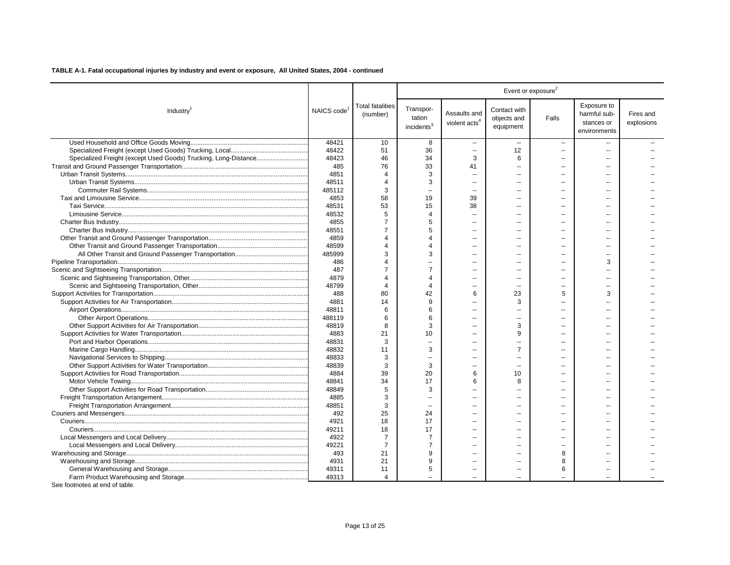**TABLE A-1. Fatal occupational injuries by industry and event or exposure, All United States, 2004 - continued**

| Industry[1] | NAICS code[1] | Total fatalities (number) | Event or exposure[2] | | | | | |
|---|---|---|---|---|---|---|---|---|
| | | | Transportation incidents[3] | Assaults and violent acts[4] | Contact with objects and equipment | Falls | Exposure to harmful substances or environments | Fires and explosions |
| Used Household and Office Goods Moving | 48421 | 10 | 8 | -- | -- | -- | -- | -- |
| Specialized Freight (except Used Goods) Trucking, Local | 48422 | 51 | 36 | -- | 12 | -- | -- | -- |
| Specialized Freight (except Used Goods) Trucking, Long-Distance | 48423 | 46 | 34 | 3 | 6 | -- | -- | -- |
| Transit and Ground Passenger Transportation | 485 | 76 | 33 | 41 | -- | -- | -- | -- |
| Urban Transit Systems | 4851 | 4 | 3 | -- | -- | -- | -- | -- |
| Urban Transit Systems | 48511 | 4 | 3 | -- | -- | -- | -- | -- |
| Commuter Rail Systems | 485112 | 3 | -- | -- | -- | -- | -- | -- |
| Taxi and Limousine Service | 4853 | 58 | 19 | 39 | -- | -- | -- | -- |
| Taxi Service | 48531 | 53 | 15 | 38 | -- | -- | -- | -- |
| Limousine Service | 48532 | 5 | 4 | -- | -- | -- | -- | -- |
| Charter Bus Industry | 4855 | 7 | 5 | -- | -- | -- | -- | -- |
| Charter Bus Industry | 48551 | 7 | 5 | -- | -- | -- | -- | -- |
| Other Transit and Ground Passenger Transportation | 4859 | 4 | 4 | -- | -- | -- | -- | -- |
| Other Transit and Ground Passenger Transportation | 48599 | 4 | 4 | -- | -- | -- | -- | -- |
| All Other Transit and Ground Passenger Transportation | 485999 | 3 | 3 | -- | -- | -- | -- | -- |
| Pipeline Transportation | 486 | 4 | -- | -- | -- | -- | 3 | -- |
| Scenic and Sightseeing Transportation | 487 | 7 | 7 | -- | -- | -- | -- | -- |
| Scenic and Sightseeing Transportation, Other | 4879 | 4 | 4 | -- | -- | -- | -- | -- |
| Scenic and Sightseeing Transportation, Other | 48799 | 4 | 4 | -- | -- | -- | -- | -- |
| Support Activities for Transportation | 488 | 80 | 42 | 6 | 23 | 5 | 3 | -- |
| Support Activities for Air Transportation | 4881 | 14 | 9 | -- | 3 | -- | -- | -- |
| Airport Operations | 48811 | 6 | 6 | -- | -- | -- | -- | -- |
| Other Airport Operations | 488119 | 6 | 6 | -- | -- | -- | -- | -- |
| Other Support Activities for Air Transportation | 48819 | 8 | 3 | -- | 3 | -- | -- | -- |
| Support Activities for Water Transportation | 4883 | 21 | 10 | -- | 9 | -- | -- | -- |
| Port and Harbor Operations | 48831 | 3 | -- | -- | -- | -- | -- | -- |
| Marine Cargo Handling | 48832 | 11 | 3 | -- | 7 | -- | -- | -- |
| Navigational Services to Shipping | 48833 | 3 | -- | -- | -- | -- | -- | -- |
| Other Support Activities for Water Transportation | 48839 | 3 | 3 | -- | -- | -- | -- | -- |
| Support Activities for Road Transportation | 4884 | 39 | 20 | 6 | 10 | -- | -- | -- |
| Motor Vehicle Towing | 48841 | 34 | 17 | 6 | 8 | -- | -- | -- |
| Other Support Activities for Road Transportation | 48849 | 5 | 3 | -- | -- | -- | -- | -- |
| Freight Transportation Arrangement | 4885 | 3 | -- | -- | -- | -- | -- | -- |
| Freight Transportation Arrangement | 48851 | 3 | -- | -- | -- | -- | -- | -- |
| Couriers and Messengers | 492 | 25 | 24 | -- | -- | -- | -- | -- |
| Couriers | 4921 | 18 | 17 | -- | -- | -- | -- | -- |
| Couriers | 49211 | 18 | 17 | -- | -- | -- | -- | -- |
| Local Messengers and Local Delivery | 4922 | 7 | 7 | -- | -- | -- | -- | -- |
| Local Messengers and Local Delivery | 49221 | 7 | 7 | -- | -- | -- | -- | -- |
| Warehousing and Storage | 493 | 21 | 9 | -- | -- | 8 | -- | -- |
| Warehousing and Storage | 4931 | 21 | 9 | -- | -- | 8 | -- | -- |
| General Warehousing and Storage | 49311 | 11 | 5 | -- | -- | 6 | -- | -- |
| Farm Product Warehousing and Storage | 49313 | 4 | -- | -- | -- | -- | -- | -- |

See footnotes at end of table.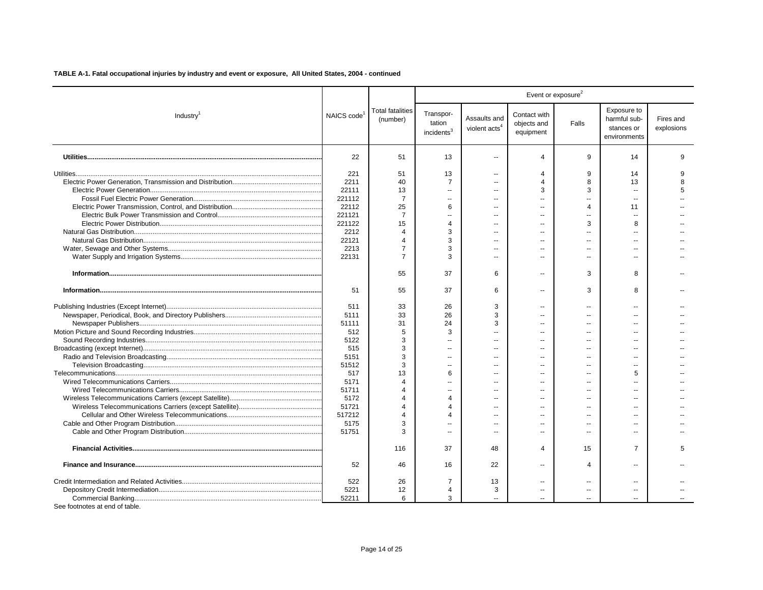**TABLE A-1. Fatal occupational injuries by industry and event or exposure, All United States, 2004 - continued**

| Industry[1] | NAICS code[1] | Total fatalities (number) | Event or exposure[2] | | | | | |
|---|---|---|---|---|---|---|---|---|
| | | | Transportation incidents[3] | Assaults and violent acts[4] | Contact with objects and equipment | Falls | Exposure to harmful substances or environments | Fires and explosions |
| **Utilities** | 22 | 51 | 13 | -- | 4 | 9 | 14 | 9 |
| Utilities | 221 | 51 | 13 | -- | 4 | 9 | 14 | 9 |
| Electric Power Generation, Transmission and Distribution | 2211 | 40 | 7 | -- | 4 | 8 | 13 | 8 |
| Electric Power Generation | 22111 | 13 | -- | -- | 3 | 3 | -- | 5 |
| Fossil Fuel Electric Power Generation | 221112 | 7 | -- | -- | -- | -- | -- | -- |
| Electric Power Transmission, Control, and Distribution | 22112 | 25 | 6 | -- | -- | 4 | 11 | -- |
| Electric Bulk Power Transmission and Control | 221121 | 7 | -- | -- | -- | -- | -- | -- |
| Electric Power Distribution | 221122 | 15 | 4 | -- | -- | 3 | 8 | -- |
| Natural Gas Distribution | 2212 | 4 | 3 | -- | -- | -- | -- | -- |
| Natural Gas Distribution | 22121 | 4 | 3 | -- | -- | -- | -- | -- |
| Water, Sewage and Other Systems | 2213 | 7 | 3 | -- | -- | -- | -- | -- |
| Water Supply and Irrigation Systems | 22131 | 7 | 3 | -- | -- | -- | -- | -- |
| **Information** | | 55 | 37 | 6 | -- | 3 | 8 | -- |
| **Information** | 51 | 55 | 37 | 6 | -- | 3 | 8 | -- |
| Publishing Industries (Except Internet) | 511 | 33 | 26 | 3 | -- | -- | -- | -- |
| Newspaper, Periodical, Book, and Directory Publishers | 5111 | 33 | 26 | 3 | -- | -- | -- | -- |
| Newspaper Publishers | 51111 | 31 | 24 | 3 | -- | -- | -- | -- |
| Motion Picture and Sound Recording Industries | 512 | 5 | 3 | -- | -- | -- | -- | -- |
| Sound Recording Industries | 5122 | 3 | -- | -- | -- | -- | -- | -- |
| Broadcasting (except Internet) | 515 | 3 | -- | -- | -- | -- | -- | -- |
| Radio and Television Broadcasting | 5151 | 3 | -- | -- | -- | -- | -- | -- |
| Television Broadcasting | 51512 | 3 | -- | -- | -- | -- | -- | -- |
| Telecommunications | 517 | 13 | 6 | -- | -- | -- | 5 | -- |
| Wired Telecommunications Carriers | 5171 | 4 | -- | -- | -- | -- | -- | -- |
| Wired Telecommunications Carriers | 51711 | 4 | -- | -- | -- | -- | -- | -- |
| Wireless Telecommunications Carriers (except Satellite) | 5172 | 4 | 4 | -- | -- | -- | -- | -- |
| Wireless Telecommunications Carriers (except Satellite) | 51721 | 4 | 4 | -- | -- | -- | -- | -- |
| Cellular and Other Wireless Telecommunications | 517212 | 4 | 4 | -- | -- | -- | -- | -- |
| Cable and Other Program Distribution | 5175 | 3 | -- | -- | -- | -- | -- | -- |
| Cable and Other Program Distribution | 51751 | 3 | -- | -- | -- | -- | -- | -- |
| **Financial Activities** | | 116 | 37 | 48 | 4 | 15 | 7 | 5 |
| **Finance and Insurance** | 52 | 46 | 16 | 22 | -- | 4 | -- | -- |
| Credit Intermediation and Related Activities | 522 | 26 | 7 | 13 | -- | -- | -- | -- |
| Depository Credit Intermediation | 5221 | 12 | 4 | 3 | -- | -- | -- | -- |
| Commercial Banking | 52211 | 6 | 3 | -- | -- | -- | -- | -- |

See footnotes at end of table.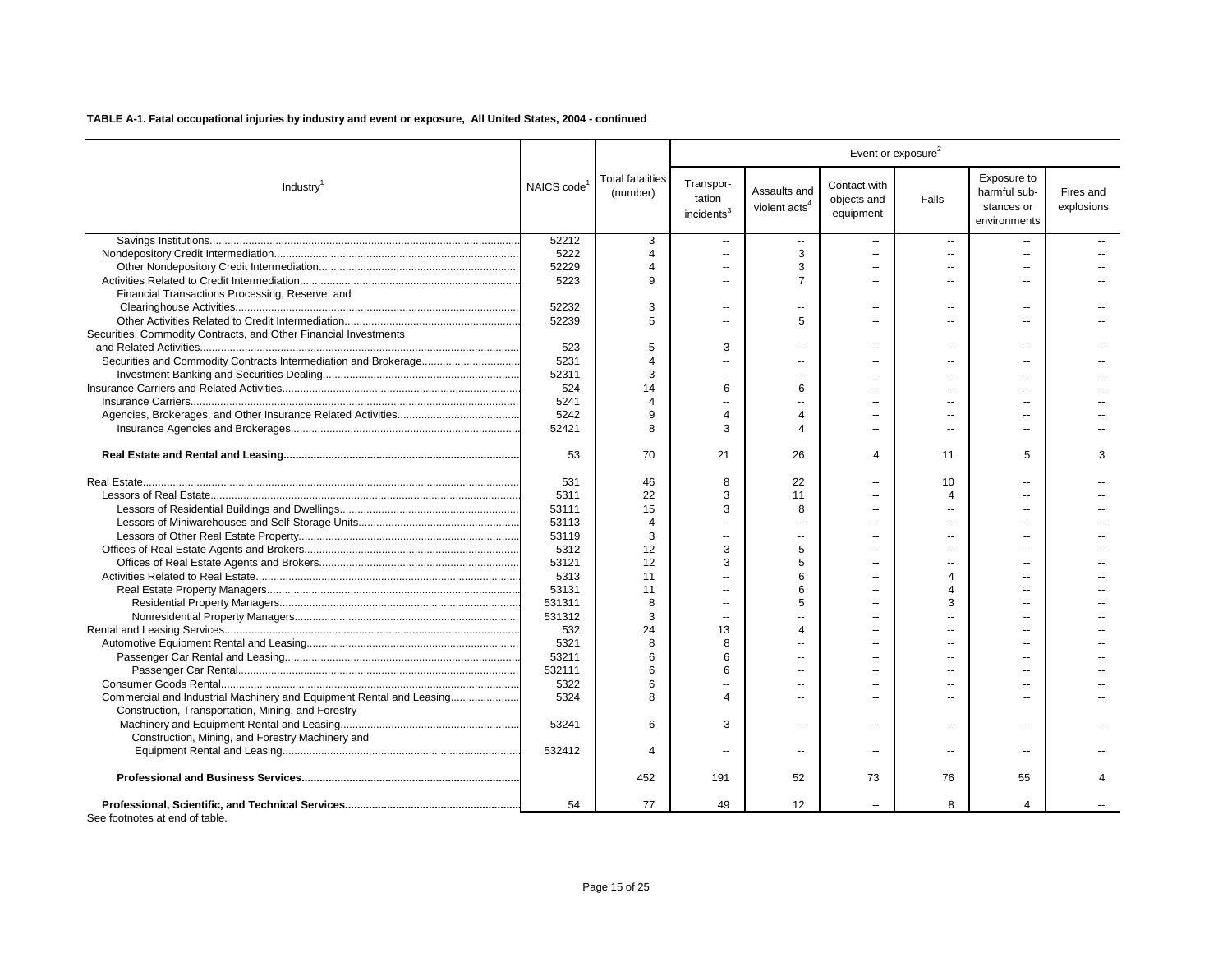**TABLE A-1. Fatal occupational injuries by industry and event or exposure, All United States, 2004 - continued**

| Industry[1] | NAICS code[1] | Total fatalities (number) | Event or exposure[2] | | | | | |
|---|---|---|---|---|---|---|---|---|
| | | | Transpor-tation incidents[3] | Assaults and violent acts[4] | Contact with objects and equipment | Falls | Exposure to harmful sub-stances or environments | Fires and explosions |
| Savings Institutions | 52212 | 3 | -- | -- | -- | -- | -- | -- |
| Nondepository Credit Intermediation | 5222 | 4 | -- | 3 | -- | -- | -- | -- |
| Other Nondepository Credit Intermediation | 52229 | 4 | -- | 3 | -- | -- | -- | -- |
| Activities Related to Credit Intermediation | 5223 | 9 | -- | 7 | -- | -- | -- | -- |
| Financial Transactions Processing, Reserve, and Clearinghouse Activities | 52232 | 3 | -- | -- | -- | -- | -- | -- |
| Other Activities Related to Credit Intermediation | 52239 | 5 | -- | 5 | -- | -- | -- | -- |
| Securities, Commodity Contracts, and Other Financial Investments and Related Activities | 523 | 5 | 3 | -- | -- | -- | -- | -- |
| Securities and Commodity Contracts Intermediation and Brokerage | 5231 | 4 | -- | -- | -- | -- | -- | -- |
| Investment Banking and Securities Dealing | 52311 | 3 | -- | -- | -- | -- | -- | -- |
| Insurance Carriers and Related Activities | 524 | 14 | 6 | 6 | -- | -- | -- | -- |
| Insurance Carriers | 5241 | 4 | -- | -- | -- | -- | -- | -- |
| Agencies, Brokerages, and Other Insurance Related Activities | 5242 | 9 | 4 | 4 | -- | -- | -- | -- |
| Insurance Agencies and Brokerages | 52421 | 8 | 3 | 4 | -- | -- | -- | -- |
| **Real Estate and Rental and Leasing** | 53 | 70 | 21 | 26 | 4 | 11 | 5 | 3 |
| Real Estate | 531 | 46 | 8 | 22 | -- | 10 | -- | -- |
| Lessors of Real Estate | 5311 | 22 | 3 | 11 | -- | 4 | -- | -- |
| Lessors of Residential Buildings and Dwellings | 53111 | 15 | 3 | 8 | -- | -- | -- | -- |
| Lessors of Miniwarehouses and Self-Storage Units | 53113 | 4 | -- | -- | -- | -- | -- | -- |
| Lessors of Other Real Estate Property | 53119 | 3 | -- | -- | -- | -- | -- | -- |
| Offices of Real Estate Agents and Brokers | 5312 | 12 | 3 | 5 | -- | -- | -- | -- |
| Offices of Real Estate Agents and Brokers | 53121 | 12 | 3 | 5 | -- | -- | -- | -- |
| Activities Related to Real Estate | 5313 | 11 | -- | 6 | -- | 4 | -- | -- |
| Real Estate Property Managers | 53131 | 11 | -- | 6 | -- | 4 | -- | -- |
| Residential Property Managers | 531311 | 8 | -- | 5 | -- | 3 | -- | -- |
| Nonresidential Property Managers | 531312 | 3 | -- | -- | -- | -- | -- | -- |
| Rental and Leasing Services | 532 | 24 | 13 | 4 | -- | -- | -- | -- |
| Automotive Equipment Rental and Leasing | 5321 | 8 | 8 | -- | -- | -- | -- | -- |
| Passenger Car Rental and Leasing | 53211 | 6 | 6 | -- | -- | -- | -- | -- |
| Passenger Car Rental | 532111 | 6 | 6 | -- | -- | -- | -- | -- |
| Consumer Goods Rental | 5322 | 6 | -- | -- | -- | -- | -- | -- |
| Commercial and Industrial Machinery and Equipment Rental and Leasing | 5324 | 8 | 4 | -- | -- | -- | -- | -- |
| Construction, Transportation, Mining, and Forestry Machinery and Equipment Rental and Leasing | 53241 | 6 | 3 | -- | -- | -- | -- | -- |
| Construction, Mining, and Forestry Machinery and Equipment Rental and Leasing | 532412 | 4 | -- | -- | -- | -- | -- | -- |
| **Professional and Business Services** | | 452 | 191 | 52 | 73 | 76 | 55 | 4 |
| **Professional, Scientific, and Technical Services** | 54 | 77 | 49 | 12 | -- | 8 | 4 | -- |

See footnotes at end of table.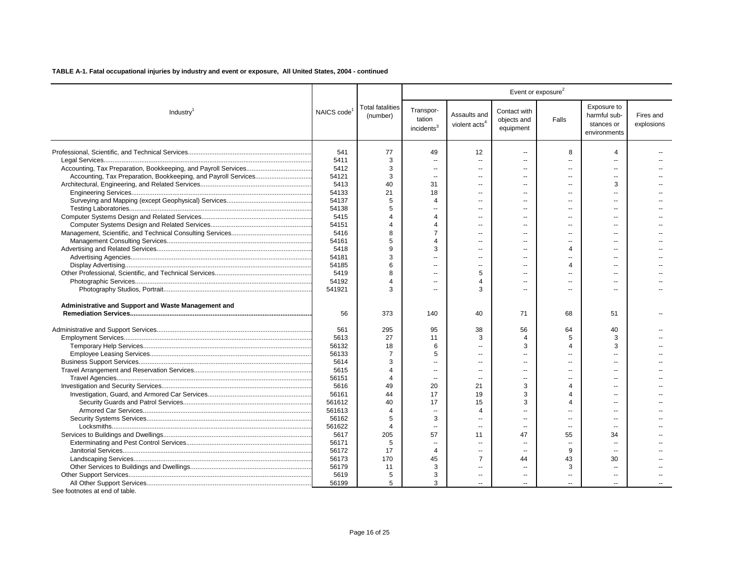**TABLE A-1. Fatal occupational injuries by industry and event or exposure, All United States, 2004 - continued**

| Industry[1] | NAICS code[1] | Total fatalities (number) | Event or exposure[2] | | | | | |
|---|---|---|---|---|---|---|---|---|
| | | | Transpor-tation incidents[3] | Assaults and violent acts[4] | Contact with objects and equipment | Falls | Exposure to harmful sub-stances or environments | Fires and explosions |
| Professional, Scientific, and Technical Services | 541 | 77 | 49 | 12 | -- | 8 | 4 | -- |
| Legal Services | 5411 | 3 | -- | -- | -- | -- | -- | -- |
| Accounting, Tax Preparation, Bookkeeping, and Payroll Services | 5412 | 3 | -- | -- | -- | -- | -- | -- |
| Accounting, Tax Preparation, Bookkeeping, and Payroll Services | 54121 | 3 | -- | -- | -- | -- | -- | -- |
| Architectural, Engineering, and Related Services | 5413 | 40 | 31 | -- | -- | -- | 3 | -- |
| Engineering Services | 54133 | 21 | 18 | -- | -- | -- | -- | -- |
| Surveying and Mapping (except Geophysical) Services | 54137 | 5 | 4 | -- | -- | -- | -- | -- |
| Testing Laboratories | 54138 | 5 | -- | -- | -- | -- | -- | -- |
| Computer Systems Design and Related Services | 5415 | 4 | 4 | -- | -- | -- | -- | -- |
| Computer Systems Design and Related Services | 54151 | 4 | 4 | -- | -- | -- | -- | -- |
| Management, Scientific, and Technical Consulting Services | 5416 | 8 | 7 | -- | -- | -- | -- | -- |
| Management Consulting Services | 54161 | 5 | 4 | -- | -- | -- | -- | -- |
| Advertising and Related Services | 5418 | 9 | 3 | -- | -- | 4 | -- | -- |
| Advertising Agencies | 54181 | 3 | -- | -- | -- | -- | -- | -- |
| Display Advertising | 54185 | 6 | -- | -- | -- | 4 | -- | -- |
| Other Professional, Scientific, and Technical Services | 5419 | 8 | -- | 5 | -- | -- | -- | -- |
| Photographic Services | 54192 | 4 | -- | 4 | -- | -- | -- | -- |
| Photography Studios, Portrait | 541921 | 3 | -- | 3 | -- | -- | -- | -- |
| **Administrative and Support and Waste Management and Remediation Services** | 56 | 373 | 140 | 40 | 71 | 68 | 51 | -- |
| Administrative and Support Services | 561 | 295 | 95 | 38 | 56 | 64 | 40 | -- |
| Employment Services | 5613 | 27 | 11 | 3 | 4 | 5 | 3 | -- |
| Temporary Help Services | 56132 | 18 | 6 | -- | 3 | 4 | 3 | -- |
| Employee Leasing Services | 56133 | 7 | 5 | -- | -- | -- | -- | -- |
| Business Support Services | 5614 | 3 | -- | -- | -- | -- | -- | -- |
| Travel Arrangement and Reservation Services | 5615 | 4 | -- | -- | -- | -- | -- | -- |
| Travel Agencies | 56151 | 4 | -- | -- | -- | -- | -- | -- |
| Investigation and Security Services | 5616 | 49 | 20 | 21 | 3 | 4 | -- | -- |
| Investigation, Guard, and Armored Car Services | 56161 | 44 | 17 | 19 | 3 | 4 | -- | -- |
| Security Guards and Patrol Services | 561612 | 40 | 17 | 15 | 3 | 4 | -- | -- |
| Armored Car Services | 561613 | 4 | -- | 4 | -- | -- | -- | -- |
| Security Systems Services | 56162 | 5 | 3 | -- | -- | -- | -- | -- |
| Locksmiths | 561622 | 4 | -- | -- | -- | -- | -- | -- |
| Services to Buildings and Dwellings | 5617 | 205 | 57 | 11 | 47 | 55 | 34 | -- |
| Exterminating and Pest Control Services | 56171 | 5 | -- | -- | -- | -- | -- | -- |
| Janitorial Services | 56172 | 17 | 4 | -- | -- | 9 | -- | -- |
| Landscaping Services | 56173 | 170 | 45 | 7 | 44 | 43 | 30 | -- |
| Other Services to Buildings and Dwellings | 56179 | 11 | 3 | -- | -- | 3 | -- | -- |
| Other Support Services | 5619 | 5 | 3 | -- | -- | -- | -- | -- |
| All Other Support Services | 56199 | 5 | 3 | -- | -- | -- | -- | -- |

See footnotes at end of table.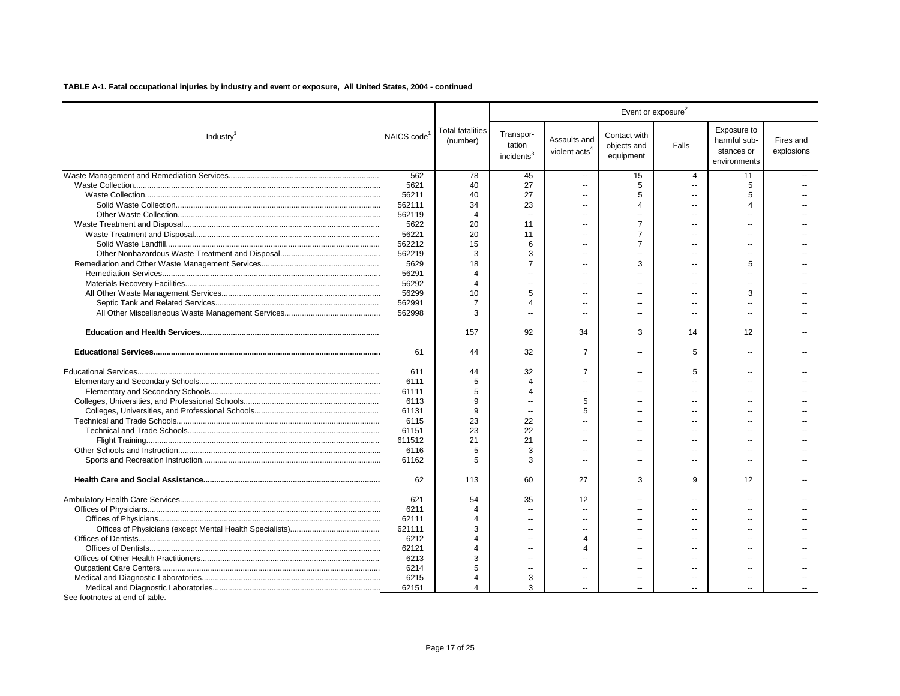**TABLE A-1. Fatal occupational injuries by industry and event or exposure, All United States, 2004 - continued**

| Industry[1] | NAICS code[1] | Total fatalities (number) | Event or exposure[2] | | | | | |
|---|---|---|---|---|---|---|---|---|
| | | | Transportation incidents[3] | Assaults and violent acts[4] | Contact with objects and equipment | Falls | Exposure to harmful substances or environments | Fires and explosions |
| Waste Management and Remediation Services | 562 | 78 | 45 | -- | 15 | 4 | 11 | -- |
| Waste Collection | 5621 | 40 | 27 | -- | 5 | -- | 5 | -- |
| Waste Collection | 56211 | 40 | 27 | -- | 5 | -- | 5 | -- |
| Solid Waste Collection | 562111 | 34 | 23 | -- | 4 | -- | 4 | -- |
| Other Waste Collection | 562119 | 4 | -- | -- | -- | -- | -- | -- |
| Waste Treatment and Disposal | 5622 | 20 | 11 | -- | 7 | -- | -- | -- |
| Waste Treatment and Disposal | 56221 | 20 | 11 | -- | 7 | -- | -- | -- |
| Solid Waste Landfill | 562212 | 15 | 6 | -- | 7 | -- | -- | -- |
| Other Nonhazardous Waste Treatment and Disposal | 562219 | 3 | 3 | -- | -- | -- | -- | -- |
| Remediation and Other Waste Management Services | 5629 | 18 | 7 | -- | 3 | -- | 5 | -- |
| Remediation Services | 56291 | 4 | -- | -- | -- | -- | -- | -- |
| Materials Recovery Facilities | 56292 | 4 | -- | -- | -- | -- | -- | -- |
| All Other Waste Management Services | 56299 | 10 | 5 | -- | -- | -- | 3 | -- |
| Septic Tank and Related Services | 562991 | 7 | 4 | -- | -- | -- | -- | -- |
| All Other Miscellaneous Waste Management Services | 562998 | 3 | -- | -- | -- | -- | -- | -- |
| **Education and Health Services** | | 157 | 92 | 34 | 3 | 14 | 12 | -- |
| **Educational Services** | 61 | 44 | 32 | 7 | -- | 5 | -- | -- |
| Educational Services | 611 | 44 | 32 | 7 | -- | 5 | -- | -- |
| Elementary and Secondary Schools | 6111 | 5 | 4 | -- | -- | -- | -- | -- |
| Elementary and Secondary Schools | 61111 | 5 | 4 | -- | -- | -- | -- | -- |
| Colleges, Universities, and Professional Schools | 6113 | 9 | -- | 5 | -- | -- | -- | -- |
| Colleges, Universities, and Professional Schools | 61131 | 9 | -- | 5 | -- | -- | -- | -- |
| Technical and Trade Schools | 6115 | 23 | 22 | -- | -- | -- | -- | -- |
| Technical and Trade Schools | 61151 | 23 | 22 | -- | -- | -- | -- | -- |
| Flight Training | 611512 | 21 | 21 | -- | -- | -- | -- | -- |
| Other Schools and Instruction | 6116 | 5 | 3 | -- | -- | -- | -- | -- |
| Sports and Recreation Instruction | 61162 | 5 | 3 | -- | -- | -- | -- | -- |
| **Health Care and Social Assistance** | 62 | 113 | 60 | 27 | 3 | 9 | 12 | -- |
| Ambulatory Health Care Services | 621 | 54 | 35 | 12 | -- | -- | -- | -- |
| Offices of Physicians | 6211 | 4 | -- | -- | -- | -- | -- | -- |
| Offices of Physicians | 62111 | 4 | -- | -- | -- | -- | -- | -- |
| Offices of Physicians (except Mental Health Specialists) | 621111 | 3 | -- | -- | -- | -- | -- | -- |
| Offices of Dentists | 6212 | 4 | -- | 4 | -- | -- | -- | -- |
| Offices of Dentists | 62121 | 4 | -- | 4 | -- | -- | -- | -- |
| Offices of Other Health Practitioners | 6213 | 3 | -- | -- | -- | -- | -- | -- |
| Outpatient Care Centers | 6214 | 5 | -- | -- | -- | -- | -- | -- |
| Medical and Diagnostic Laboratories | 6215 | 4 | 3 | -- | -- | -- | -- | -- |
| Medical and Diagnostic Laboratories | 62151 | 4 | 3 | -- | -- | -- | -- | -- |

See footnotes at end of table.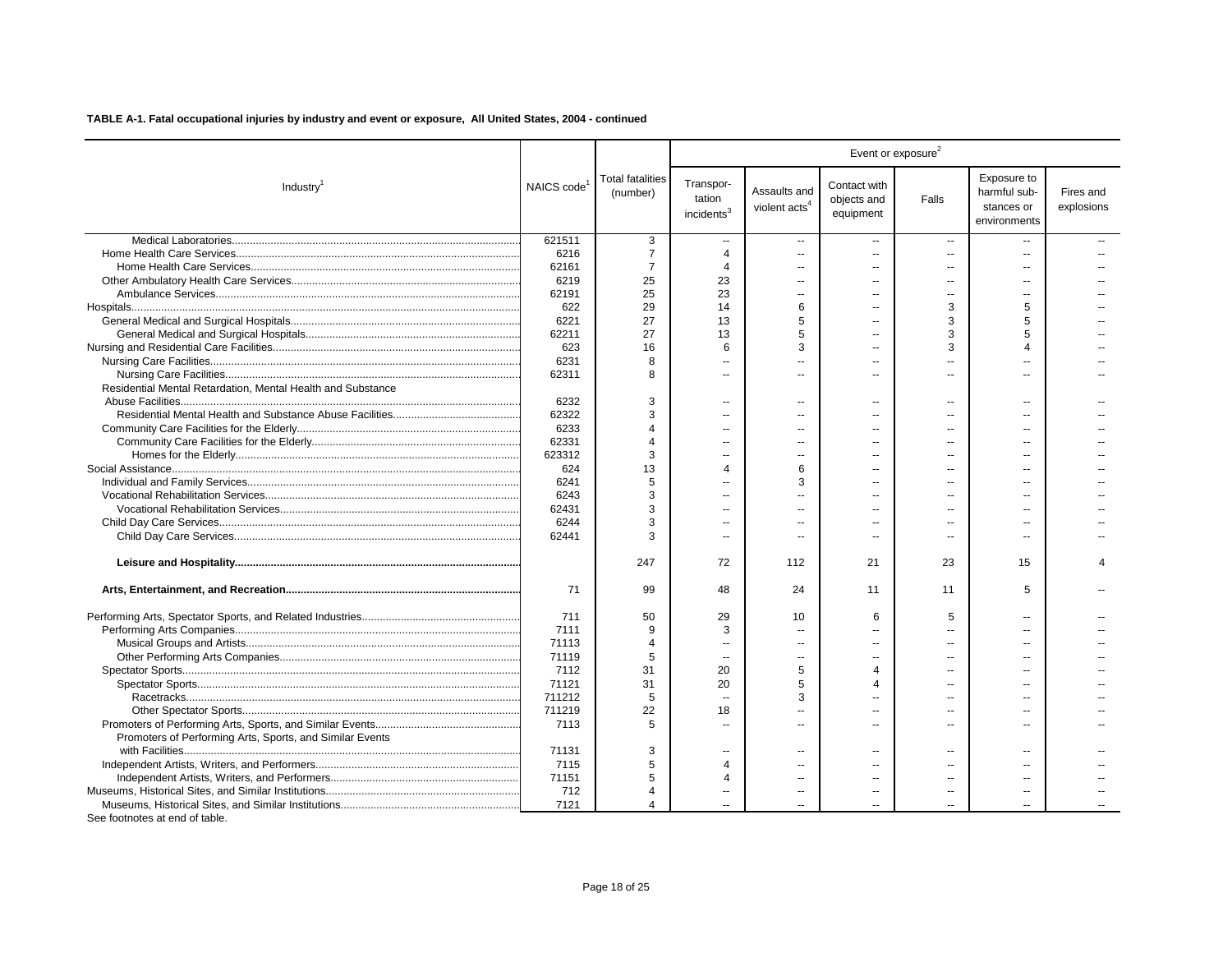**TABLE A-1. Fatal occupational injuries by industry and event or exposure, All United States, 2004 - continued**

| Industry[1] | NAICS code[1] | Total fatalities (number) | Event or exposure[2] | | | | | |
|---|---|---|---|---|---|---|---|---|
| | | | Transpor-tation incidents[3] | Assaults and violent acts[4] | Contact with objects and equipment | Falls | Exposure to harmful sub-stances or environments | Fires and explosions |
| Medical Laboratories | 621511 | 3 | -- | -- | -- | -- | -- | -- |
| Home Health Care Services | 6216 | 7 | 4 | -- | -- | -- | -- | -- |
| Home Health Care Services | 62161 | 7 | 4 | -- | -- | -- | -- | -- |
| Other Ambulatory Health Care Services | 6219 | 25 | 23 | -- | -- | -- | -- | -- |
| Ambulance Services | 62191 | 25 | 23 | -- | -- | -- | -- | -- |
| Hospitals | 622 | 29 | 14 | 6 | -- | 3 | 5 | -- |
| General Medical and Surgical Hospitals | 6221 | 27 | 13 | 5 | -- | 3 | 5 | -- |
| General Medical and Surgical Hospitals | 62211 | 27 | 13 | 5 | -- | 3 | 5 | -- |
| Nursing and Residential Care Facilities | 623 | 16 | 6 | 3 | -- | 3 | 4 | -- |
| Nursing Care Facilities | 6231 | 8 | -- | -- | -- | -- | -- | -- |
| Nursing Care Facilities | 62311 | 8 | -- | -- | -- | -- | -- | -- |
| Residential Mental Retardation, Mental Health and Substance Abuse Facilities | 6232 | 3 | -- | -- | -- | -- | -- | -- |
| Residential Mental Health and Substance Abuse Facilities | 62322 | 3 | -- | -- | -- | -- | -- | -- |
| Community Care Facilities for the Elderly | 6233 | 4 | -- | -- | -- | -- | -- | -- |
| Community Care Facilities for the Elderly | 62331 | 4 | -- | -- | -- | -- | -- | -- |
| Homes for the Elderly | 623312 | 3 | -- | -- | -- | -- | -- | -- |
| Social Assistance | 624 | 13 | 4 | 6 | -- | -- | -- | -- |
| Individual and Family Services | 6241 | 5 | -- | 3 | -- | -- | -- | -- |
| Vocational Rehabilitation Services | 6243 | 3 | -- | -- | -- | -- | -- | -- |
| Vocational Rehabilitation Services | 62431 | 3 | -- | -- | -- | -- | -- | -- |
| Child Day Care Services | 6244 | 3 | -- | -- | -- | -- | -- | -- |
| Child Day Care Services | 62441 | 3 | -- | -- | -- | -- | -- | -- |
| **Leisure and Hospitality** | | 247 | 72 | 112 | 21 | 23 | 15 | 4 |
| **Arts, Entertainment, and Recreation** | 71 | 99 | 48 | 24 | 11 | 11 | 5 | -- |
| Performing Arts, Spectator Sports, and Related Industries | 711 | 50 | 29 | 10 | 6 | 5 | -- | -- |
| Performing Arts Companies | 7111 | 9 | 3 | -- | -- | -- | -- | -- |
| Musical Groups and Artists | 71113 | 4 | -- | -- | -- | -- | -- | -- |
| Other Performing Arts Companies | 71119 | 5 | -- | -- | -- | -- | -- | -- |
| Spectator Sports | 7112 | 31 | 20 | 5 | 4 | -- | -- | -- |
| Spectator Sports | 71121 | 31 | 20 | 5 | 4 | -- | -- | -- |
| Racetracks | 711212 | 5 | -- | 3 | -- | -- | -- | -- |
| Other Spectator Sports | 711219 | 22 | 18 | -- | -- | -- | -- | -- |
| Promoters of Performing Arts, Sports, and Similar Events | 7113 | 5 | -- | -- | -- | -- | -- | -- |
| Promoters of Performing Arts, Sports, and Similar Events with Facilities | 71131 | 3 | -- | -- | -- | -- | -- | -- |
| Independent Artists, Writers, and Performers | 7115 | 5 | 4 | -- | -- | -- | -- | -- |
| Independent Artists, Writers, and Performers | 71151 | 5 | 4 | -- | -- | -- | -- | -- |
| Museums, Historical Sites, and Similar Institutions | 712 | 4 | -- | -- | -- | -- | -- | -- |
| Museums, Historical Sites, and Similar Institutions | 7121 | 4 | -- | -- | -- | -- | -- | -- |

See footnotes at end of table.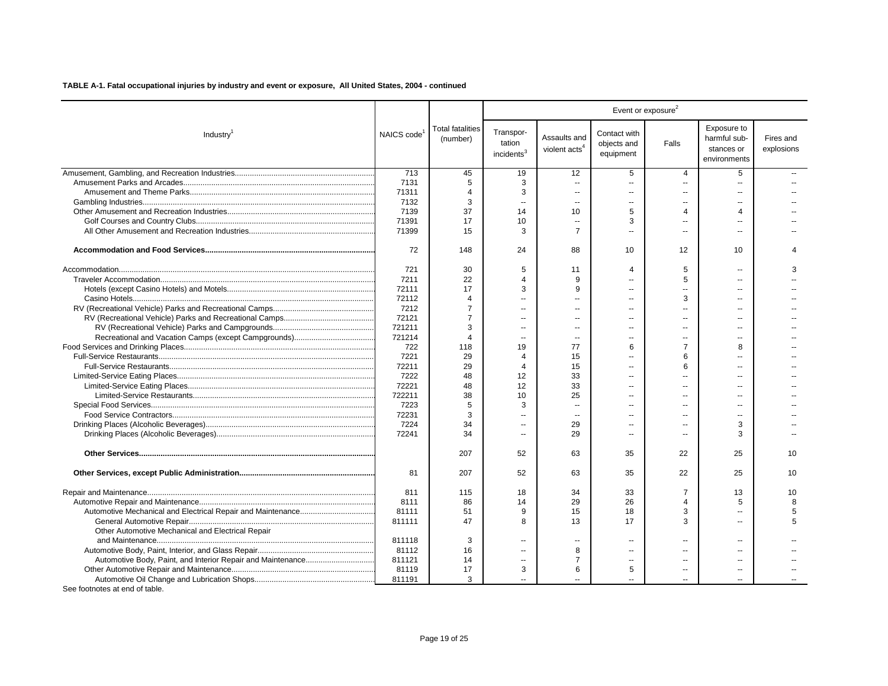**TABLE A-1. Fatal occupational injuries by industry and event or exposure, All United States, 2004 - continued**

| Industry[1] | NAICS code[1] | Total fatalities (number) | Event or exposure[2] | | | | | |
|---|---|---|---|---|---|---|---|---|
| | | | Transpor-tation incidents[3] | Assaults and violent acts[4] | Contact with objects and equipment | Falls | Exposure to harmful sub-stances or environments | Fires and explosions |
| Amusement, Gambling, and Recreation Industries | 713 | 45 | 19 | 12 | 5 | 4 | 5 | -- |
| Amusement Parks and Arcades | 7131 | 5 | 3 | -- | -- | -- | -- | -- |
| Amusement and Theme Parks | 71311 | 4 | 3 | -- | -- | -- | -- | -- |
| Gambling Industries | 7132 | 3 | -- | -- | -- | -- | -- | -- |
| Other Amusement and Recreation Industries | 7139 | 37 | 14 | 10 | 5 | 4 | 4 | -- |
| Golf Courses and Country Clubs | 71391 | 17 | 10 | -- | 3 | -- | -- | -- |
| All Other Amusement and Recreation Industries | 71399 | 15 | 3 | 7 | -- | -- | -- | -- |
| **Accommodation and Food Services** | 72 | 148 | 24 | 88 | 10 | 12 | 10 | 4 |
| Accommodation | 721 | 30 | 5 | 11 | 4 | 5 | -- | 3 |
| Traveler Accommodation | 7211 | 22 | 4 | 9 | -- | 5 | -- | -- |
| Hotels (except Casino Hotels) and Motels | 72111 | 17 | 3 | 9 | -- | -- | -- | -- |
| Casino Hotels | 72112 | 4 | -- | -- | -- | 3 | -- | -- |
| RV (Recreational Vehicle) Parks and Recreational Camps | 7212 | 7 | -- | -- | -- | -- | -- | -- |
| RV (Recreational Vehicle) Parks and Recreational Camps | 72121 | 7 | -- | -- | -- | -- | -- | -- |
| RV (Recreational Vehicle) Parks and Campgrounds | 721211 | 3 | -- | -- | -- | -- | -- | -- |
| Recreational and Vacation Camps (except Campgrounds) | 721214 | 4 | -- | -- | -- | -- | -- | -- |
| Food Services and Drinking Places | 722 | 118 | 19 | 77 | 6 | 7 | 8 | -- |
| Full-Service Restaurants | 7221 | 29 | 4 | 15 | -- | 6 | -- | -- |
| Full-Service Restaurants | 72211 | 29 | 4 | 15 | -- | 6 | -- | -- |
| Limited-Service Eating Places | 7222 | 48 | 12 | 33 | -- | -- | -- | -- |
| Limited-Service Eating Places | 72221 | 48 | 12 | 33 | -- | -- | -- | -- |
| Limited-Service Restaurants | 722211 | 38 | 10 | 25 | -- | -- | -- | -- |
| Special Food Services | 7223 | 5 | 3 | -- | -- | -- | -- | -- |
| Food Service Contractors | 72231 | 3 | -- | -- | -- | -- | -- | -- |
| Drinking Places (Alcoholic Beverages) | 7224 | 34 | -- | 29 | -- | -- | 3 | -- |
| Drinking Places (Alcoholic Beverages) | 72241 | 34 | -- | 29 | -- | -- | 3 | -- |
| **Other Services** | | 207 | 52 | 63 | 35 | 22 | 25 | 10 |
| **Other Services, except Public Administration** | 81 | 207 | 52 | 63 | 35 | 22 | 25 | 10 |
| Repair and Maintenance | 811 | 115 | 18 | 34 | 33 | 7 | 13 | 10 |
| Automotive Repair and Maintenance | 8111 | 86 | 14 | 29 | 26 | 4 | 5 | 8 |
| Automotive Mechanical and Electrical Repair and Maintenance | 81111 | 51 | 9 | 15 | 18 | 3 | -- | 5 |
| General Automotive Repair | 811111 | 47 | 8 | 13 | 17 | 3 | -- | 5 |
| Other Automotive Mechanical and Electrical Repair and Maintenance | 811118 | 3 | -- | -- | -- | -- | -- | -- |
| Automotive Body, Paint, Interior, and Glass Repair | 81112 | 16 | -- | 8 | -- | -- | -- | -- |
| Automotive Body, Paint, and Interior Repair and Maintenance | 811121 | 14 | -- | 7 | -- | -- | -- | -- |
| Other Automotive Repair and Maintenance | 81119 | 17 | 3 | 6 | 5 | -- | -- | -- |
| Automotive Oil Change and Lubrication Shops | 811191 | 3 | -- | -- | -- | -- | -- | -- |

See footnotes at end of table.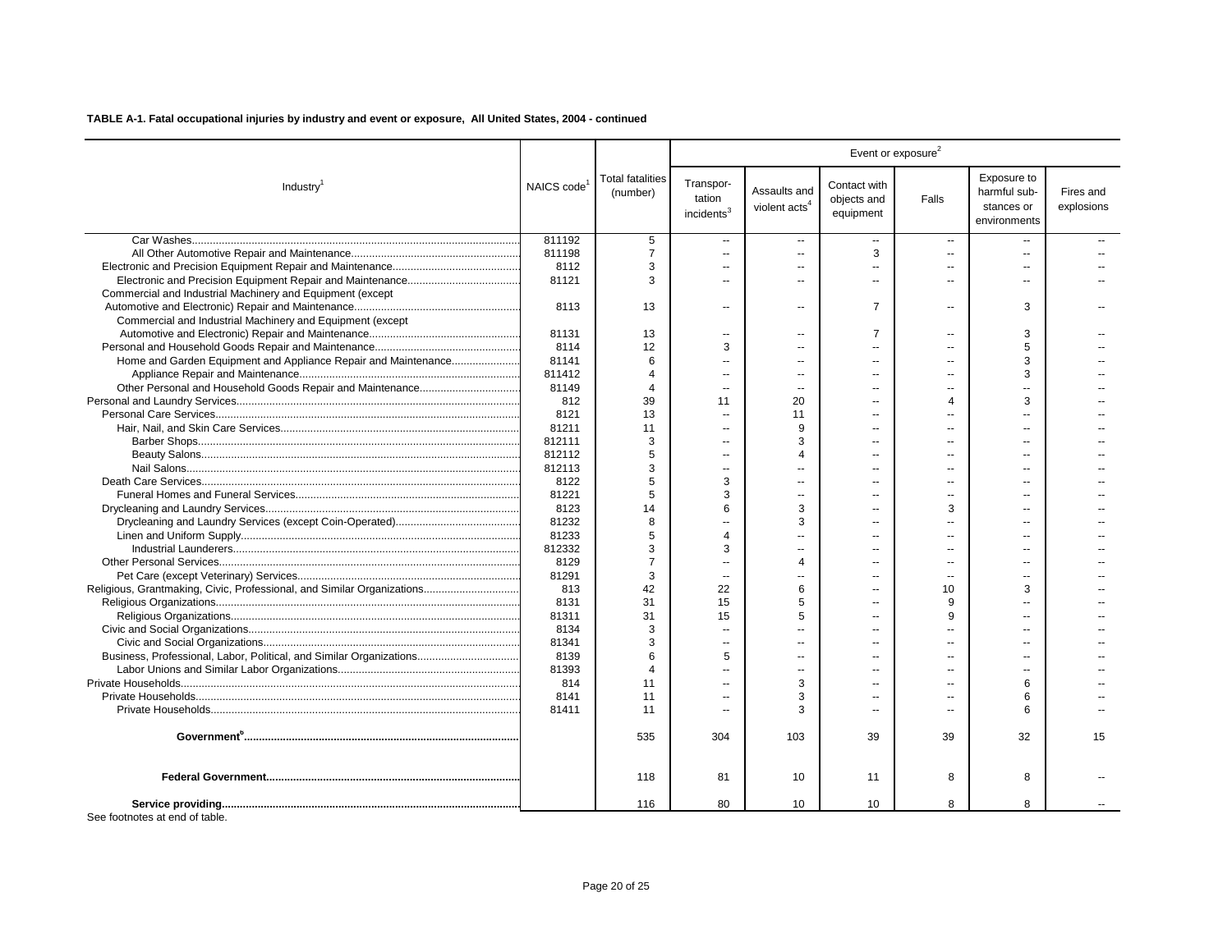**TABLE A-1. Fatal occupational injuries by industry and event or exposure, All United States, 2004 - continued**

| Industry[1] | NAICS code[1] | Total fatalities (number) | Event or exposure[2] | | | | | |
|---|---|---|---|---|---|---|---|---|
| | | | Transportation incidents[3] | Assaults and violent acts[4] | Contact with objects and equipment | Falls | Exposure to harmful substances or environments | Fires and explosions |
| Car Washes | 811192 | 5 | -- | -- | -- | -- | -- | -- |
| All Other Automotive Repair and Maintenance | 811198 | 7 | -- | -- | 3 | -- | -- | -- |
| Electronic and Precision Equipment Repair and Maintenance | 8112 | 3 | -- | -- | -- | -- | -- | -- |
| Electronic and Precision Equipment Repair and Maintenance | 81121 | 3 | -- | -- | -- | -- | -- | -- |
| Commercial and Industrial Machinery and Equipment (except Automotive and Electronic) Repair and Maintenance | 8113 | 13 | -- | -- | 7 | -- | 3 | -- |
| Commercial and Industrial Machinery and Equipment (except Automotive and Electronic) Repair and Maintenance | 81131 | 13 | -- | -- | 7 | -- | 3 | -- |
| Personal and Household Goods Repair and Maintenance | 8114 | 12 | 3 | -- | -- | -- | 5 | -- |
| Home and Garden Equipment and Appliance Repair and Maintenance | 81141 | 6 | -- | -- | -- | -- | 3 | -- |
| Appliance Repair and Maintenance | 811412 | 4 | -- | -- | -- | -- | 3 | -- |
| Other Personal and Household Goods Repair and Maintenance | 81149 | 4 | -- | -- | -- | -- | -- | -- |
| Personal and Laundry Services | 812 | 39 | 11 | 20 | -- | 4 | 3 | -- |
| Personal Care Services | 8121 | 13 | -- | 11 | -- | -- | -- | -- |
| Hair, Nail, and Skin Care Services | 81211 | 11 | -- | 9 | -- | -- | -- | -- |
| Barber Shops | 812111 | 3 | -- | 3 | -- | -- | -- | -- |
| Beauty Salons | 812112 | 5 | -- | 4 | -- | -- | -- | -- |
| Nail Salons | 812113 | 3 | -- | -- | -- | -- | -- | -- |
| Death Care Services | 8122 | 5 | 3 | -- | -- | -- | -- | -- |
| Funeral Homes and Funeral Services | 81221 | 5 | 3 | -- | -- | -- | -- | -- |
| Drycleaning and Laundry Services | 8123 | 14 | 6 | 3 | -- | 3 | -- | -- |
| Drycleaning and Laundry Services (except Coin-Operated) | 81232 | 8 | -- | 3 | -- | -- | -- | -- |
| Linen and Uniform Supply | 81233 | 5 | 4 | -- | -- | -- | -- | -- |
| Industrial Launderers | 812332 | 3 | 3 | -- | -- | -- | -- | -- |
| Other Personal Services | 8129 | 7 | -- | 4 | -- | -- | -- | -- |
| Pet Care (except Veterinary) Services | 81291 | 3 | -- | -- | -- | -- | -- | -- |
| Religious, Grantmaking, Civic, Professional, and Similar Organizations | 813 | 42 | 22 | 6 | -- | 10 | 3 | -- |
| Religious Organizations | 8131 | 31 | 15 | 5 | -- | 9 | -- | -- |
| Religious Organizations | 81311 | 31 | 15 | 5 | -- | 9 | -- | -- |
| Civic and Social Organizations | 8134 | 3 | -- | -- | -- | -- | -- | -- |
| Civic and Social Organizations | 81341 | 3 | -- | -- | -- | -- | -- | -- |
| Business, Professional, Labor, Political, and Similar Organizations | 8139 | 6 | 5 | -- | -- | -- | -- | -- |
| Labor Unions and Similar Labor Organizations | 81393 | 4 | -- | -- | -- | -- | -- | -- |
| Private Households | 814 | 11 | -- | 3 | -- | -- | 6 | -- |
| Private Households | 8141 | 11 | -- | 3 | -- | -- | 6 | -- |
| Private Households | 81411 | 11 | -- | 3 | -- | -- | 6 | -- |
| **Government[6]** | | 535 | 304 | 103 | 39 | 39 | 32 | 15 |
| **Federal Government** | | 118 | 81 | 10 | 11 | 8 | 8 | -- |
| **Service providing** | | 116 | 80 | 10 | 10 | 8 | 8 | -- |

See footnotes at end of table.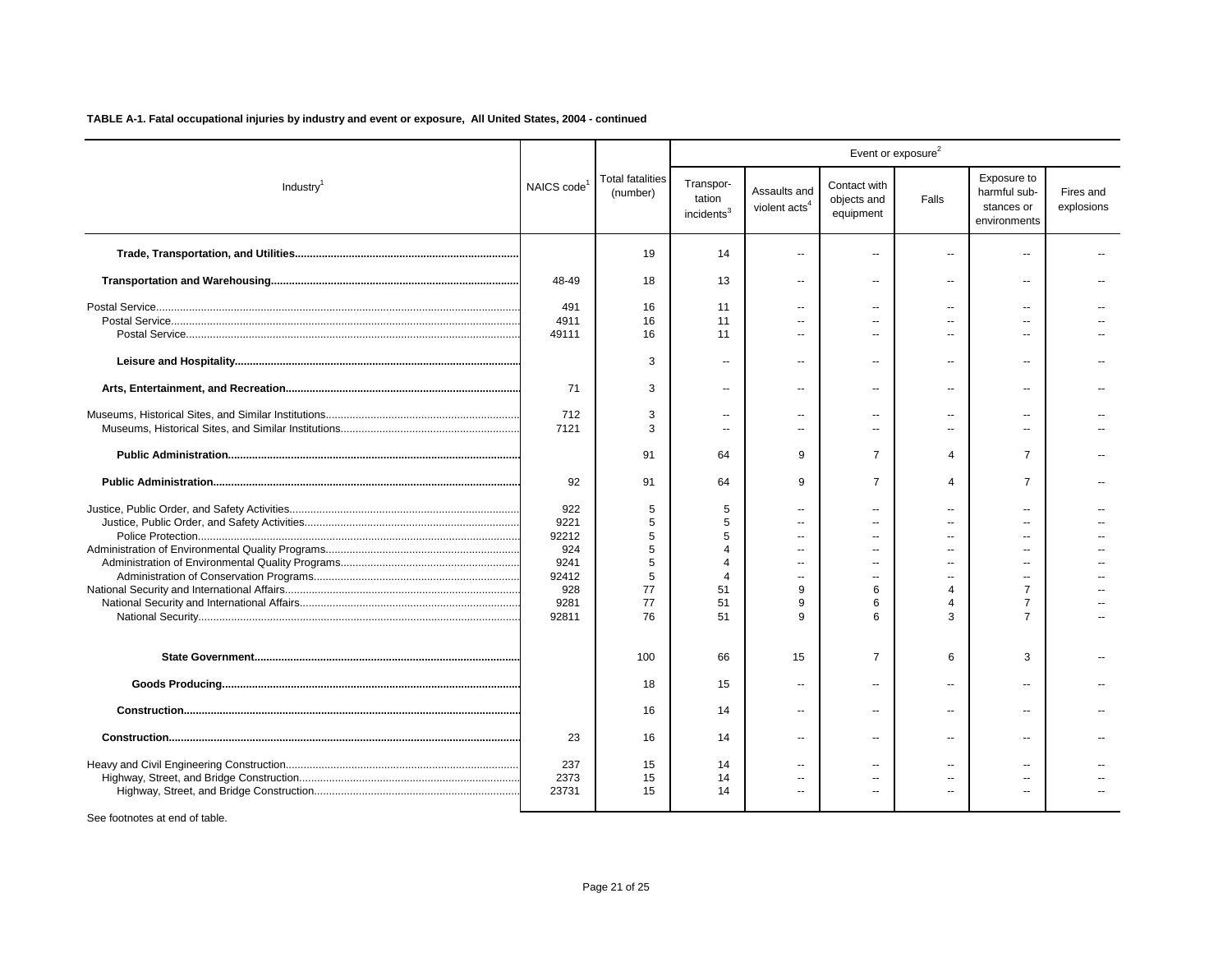**TABLE A-1. Fatal occupational injuries by industry and event or exposure, All United States, 2004 - continued**

| Industry[1] | NAICS code[1] | Total fatalities (number) | Event or exposure[2] | | | | | |
|---|---|---|---|---|---|---|---|---|
| | | | Transportation incidents[3] | Assaults and violent acts[4] | Contact with objects and equipment | Falls | Exposure to harmful substances or environments | Fires and explosions |
| **Trade, Transportation, and Utilities** | | 19 | 14 | -- | -- | -- | -- | -- |
| **Transportation and Warehousing** | 48-49 | 18 | 13 | -- | -- | -- | -- | -- |
| Postal Service | 491 | 16 | 11 | -- | -- | -- | -- | -- |
| Postal Service | 4911 | 16 | 11 | -- | -- | -- | -- | -- |
| Postal Service | 49111 | 16 | 11 | -- | -- | -- | -- | -- |
| **Leisure and Hospitality** | | 3 | -- | -- | -- | -- | -- | -- |
| **Arts, Entertainment, and Recreation** | 71 | 3 | -- | -- | -- | -- | -- | -- |
| Museums, Historical Sites, and Similar Institutions | 712 | 3 | -- | -- | -- | -- | -- | -- |
| Museums, Historical Sites, and Similar Institutions | 7121 | 3 | -- | -- | -- | -- | -- | -- |
| **Public Administration** | | 91 | 64 | 9 | 7 | 4 | 7 | -- |
| **Public Administration** | 92 | 91 | 64 | 9 | 7 | 4 | 7 | -- |
| Justice, Public Order, and Safety Activities | 922 | 5 | 5 | -- | -- | -- | -- | -- |
| Justice, Public Order, and Safety Activities | 9221 | 5 | 5 | -- | -- | -- | -- | -- |
| Police Protection | 92212 | 5 | 5 | -- | -- | -- | -- | -- |
| Administration of Environmental Quality Programs | 924 | 5 | 4 | -- | -- | -- | -- | -- |
| Administration of Environmental Quality Programs | 9241 | 5 | 4 | -- | -- | -- | -- | -- |
| Administration of Conservation Programs | 92412 | 5 | 4 | -- | -- | -- | -- | -- |
| National Security and International Affairs | 928 | 77 | 51 | 9 | 6 | 4 | 7 | -- |
| National Security and International Affairs | 9281 | 77 | 51 | 9 | 6 | 4 | 7 | -- |
| National Security | 92811 | 76 | 51 | 9 | 6 | 3 | 7 | -- |
| **State Government** | | 100 | 66 | 15 | 7 | 6 | 3 | -- |
| **Goods Producing** | | 18 | 15 | -- | -- | -- | -- | -- |
| **Construction** | | 16 | 14 | -- | -- | -- | -- | -- |
| **Construction** | 23 | 16 | 14 | -- | -- | -- | -- | -- |
| Heavy and Civil Engineering Construction | 237 | 15 | 14 | -- | -- | -- | -- | -- |
| Highway, Street, and Bridge Construction | 2373 | 15 | 14 | -- | -- | -- | -- | -- |
| Highway, Street, and Bridge Construction | 23731 | 15 | 14 | -- | -- | -- | -- | -- |

See footnotes at end of table.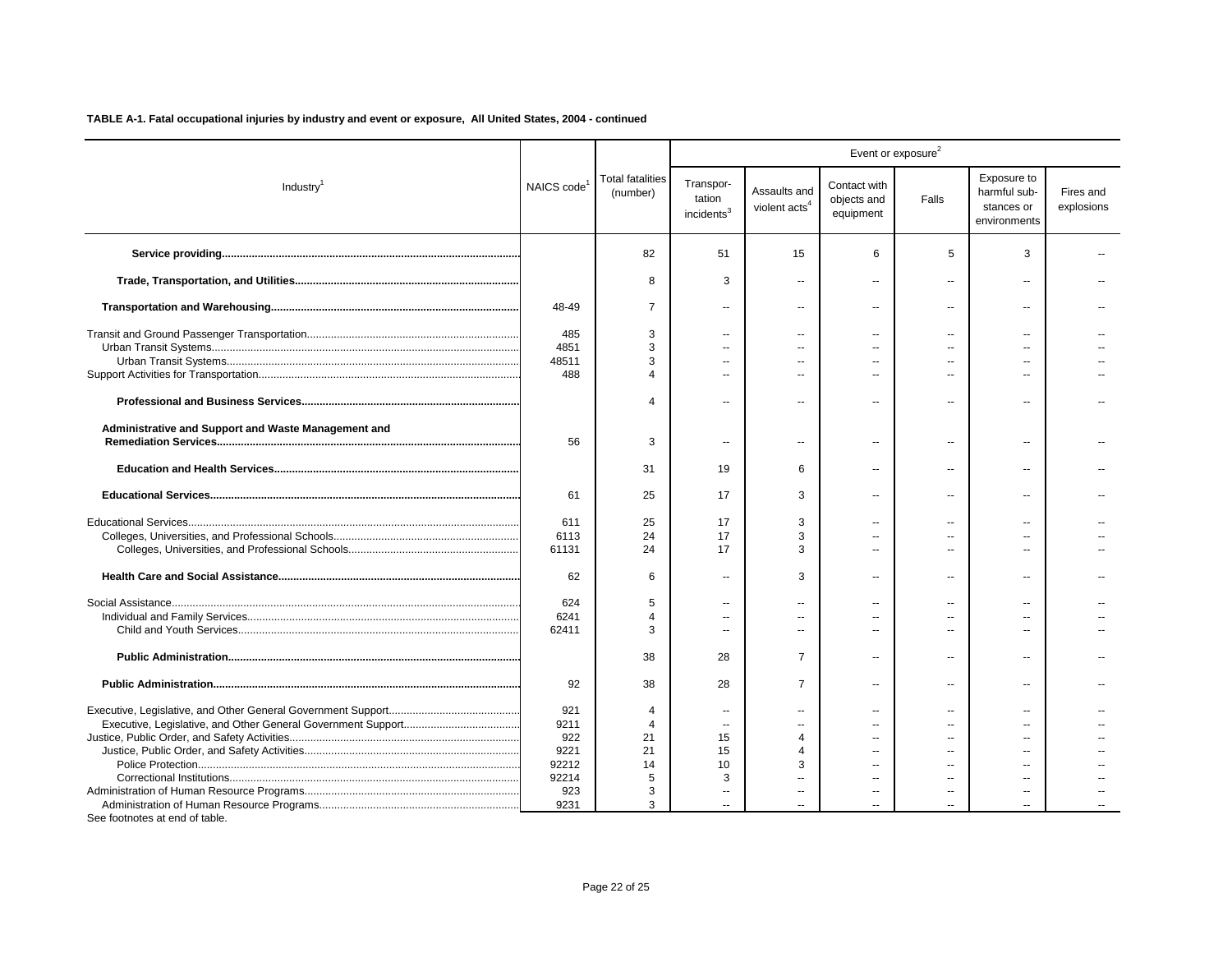**TABLE A-1. Fatal occupational injuries by industry and event or exposure, All United States, 2004 - continued**

| Industry[1] | NAICS code[1] | Total fatalities (number) | Event or exposure[2] | | | | | |
|---|---|---|---|---|---|---|---|---|
| | | | Transportation incidents[3] | Assaults and violent acts[4] | Contact with objects and equipment | Falls | Exposure to harmful substances or environments | Fires and explosions |
| **Service providing** | | 82 | 51 | 15 | 6 | 5 | 3 | -- |
| **Trade, Transportation, and Utilities** | | 8 | 3 | -- | -- | -- | -- | -- |
| **Transportation and Warehousing** | 48-49 | 7 | -- | -- | -- | -- | -- | -- |
| Transit and Ground Passenger Transportation | 485 | 3 | -- | -- | -- | -- | -- | -- |
| Urban Transit Systems | 4851 | 3 | -- | -- | -- | -- | -- | -- |
| Urban Transit Systems | 48511 | 3 | -- | -- | -- | -- | -- | -- |
| Support Activities for Transportation | 488 | 4 | -- | -- | -- | -- | -- | -- |
| **Professional and Business Services** | | 4 | -- | -- | -- | -- | -- | -- |
| **Administrative and Support and Waste Management and Remediation Services** | 56 | 3 | -- | -- | -- | -- | -- | -- |
| **Education and Health Services** | | 31 | 19 | 6 | -- | -- | -- | -- |
| **Educational Services** | 61 | 25 | 17 | 3 | -- | -- | -- | -- |
| Educational Services | 611 | 25 | 17 | 3 | -- | -- | -- | -- |
| Colleges, Universities, and Professional Schools | 6113 | 24 | 17 | 3 | -- | -- | -- | -- |
| Colleges, Universities, and Professional Schools | 61131 | 24 | 17 | 3 | -- | -- | -- | -- |
| **Health Care and Social Assistance** | 62 | 6 | -- | 3 | -- | -- | -- | -- |
| Social Assistance | 624 | 5 | -- | -- | -- | -- | -- | -- |
| Individual and Family Services | 6241 | 4 | -- | -- | -- | -- | -- | -- |
| Child and Youth Services | 62411 | 3 | -- | -- | -- | -- | -- | -- |
| **Public Administration** | | 38 | 28 | 7 | -- | -- | -- | -- |
| **Public Administration** | 92 | 38 | 28 | 7 | -- | -- | -- | -- |
| Executive, Legislative, and Other General Government Support | 921 | 4 | -- | -- | -- | -- | -- | -- |
| Executive, Legislative, and Other General Government Support | 9211 | 4 | -- | -- | -- | -- | -- | -- |
| Justice, Public Order, and Safety Activities | 922 | 21 | 15 | 4 | -- | -- | -- | -- |
| Justice, Public Order, and Safety Activities | 9221 | 21 | 15 | 4 | -- | -- | -- | -- |
| Police Protection | 92212 | 14 | 10 | 3 | -- | -- | -- | -- |
| Correctional Institutions | 92214 | 5 | 3 | -- | -- | -- | -- | -- |
| Administration of Human Resource Programs | 923 | 3 | -- | -- | -- | -- | -- | -- |
| Administration of Human Resource Programs | 9231 | 3 | -- | -- | -- | -- | -- | -- |

See footnotes at end of table.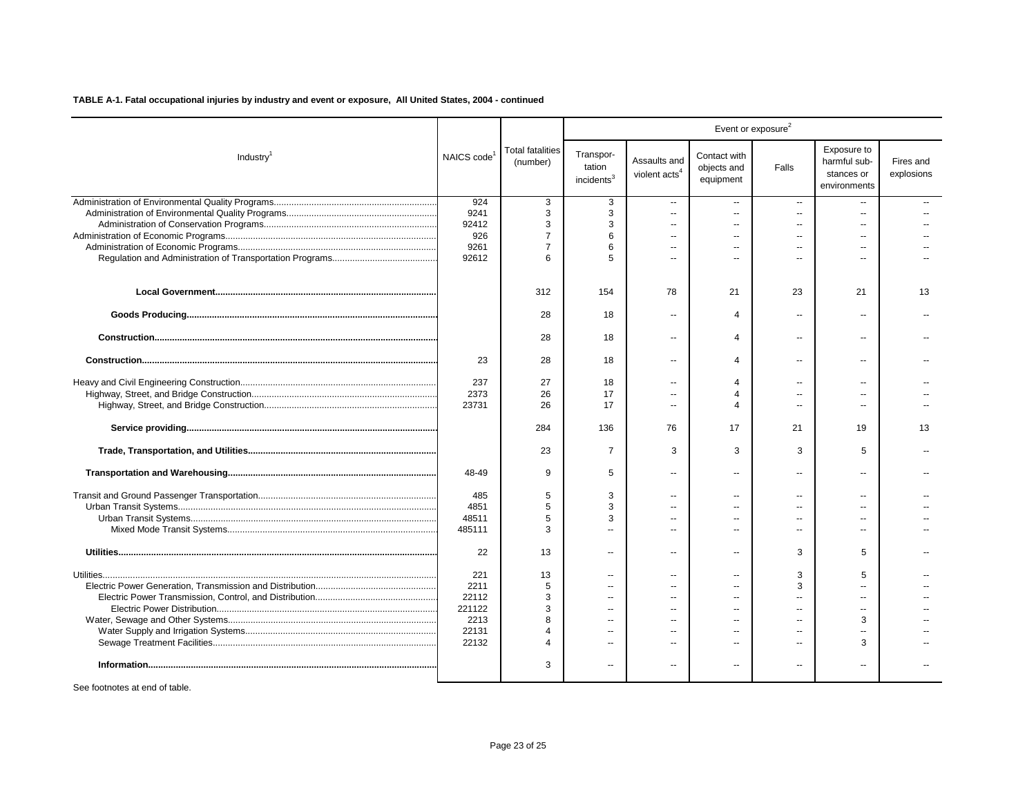**TABLE A-1. Fatal occupational injuries by industry and event or exposure, All United States, 2004 - continued**

| Industry[1] | NAICS code[1] | Total fatalities (number) | Event or exposure[2] | | | | | |
|---|---|---|---|---|---|---|---|---|
| | | | Transportation incidents[3] | Assaults and violent acts[4] | Contact with objects and equipment | Falls | Exposure to harmful substances or environments | Fires and explosions |
| Administration of Environmental Quality Programs | 924 | 3 | 3 | -- | -- | -- | -- | -- |
| Administration of Environmental Quality Programs | 9241 | 3 | 3 | -- | -- | -- | -- | -- |
| Administration of Conservation Programs | 92412 | 3 | 3 | -- | -- | -- | -- | -- |
| Administration of Economic Programs | 926 | 7 | 6 | -- | -- | -- | -- | -- |
| Administration of Economic Programs | 9261 | 7 | 6 | -- | -- | -- | -- | -- |
| Regulation and Administration of Transportation Programs | 92612 | 6 | 5 | -- | -- | -- | -- | -- |
| **Local Government** | | 312 | 154 | 78 | 21 | 23 | 21 | 13 |
| **Goods Producing** | | 28 | 18 | -- | 4 | -- | -- | -- |
| **Construction** | | 28 | 18 | -- | 4 | -- | -- | -- |
| **Construction** | 23 | 28 | 18 | -- | 4 | -- | -- | -- |
| Heavy and Civil Engineering Construction | 237 | 27 | 18 | -- | 4 | -- | -- | -- |
| Highway, Street, and Bridge Construction | 2373 | 26 | 17 | -- | 4 | -- | -- | -- |
| Highway, Street, and Bridge Construction | 23731 | 26 | 17 | -- | 4 | -- | -- | -- |
| **Service providing** | | 284 | 136 | 76 | 17 | 21 | 19 | 13 |
| **Trade, Transportation, and Utilities** | | 23 | 7 | 3 | 3 | 3 | 5 | -- |
| **Transportation and Warehousing** | 48-49 | 9 | 5 | -- | -- | -- | -- | -- |
| Transit and Ground Passenger Transportation | 485 | 5 | 3 | -- | -- | -- | -- | -- |
| Urban Transit Systems | 4851 | 5 | 3 | -- | -- | -- | -- | -- |
| Urban Transit Systems | 48511 | 5 | 3 | -- | -- | -- | -- | -- |
| Mixed Mode Transit Systems | 485111 | 3 | -- | -- | -- | -- | -- | -- |
| **Utilities** | 22 | 13 | -- | -- | -- | 3 | 5 | -- |
| Utilities | 221 | 13 | -- | -- | -- | 3 | 5 | -- |
| Electric Power Generation, Transmission and Distribution | 2211 | 5 | -- | -- | -- | 3 | -- | -- |
| Electric Power Transmission, Control, and Distribution | 22112 | 3 | -- | -- | -- | -- | -- | -- |
| Electric Power Distribution | 221122 | 3 | -- | -- | -- | -- | -- | -- |
| Water, Sewage and Other Systems | 2213 | 8 | -- | -- | -- | -- | 3 | -- |
| Water Supply and Irrigation Systems | 22131 | 4 | -- | -- | -- | -- | -- | -- |
| Sewage Treatment Facilities | 22132 | 4 | -- | -- | -- | -- | 3 | -- |
| **Information** | | 3 | -- | -- | -- | -- | -- | -- |

See footnotes at end of table.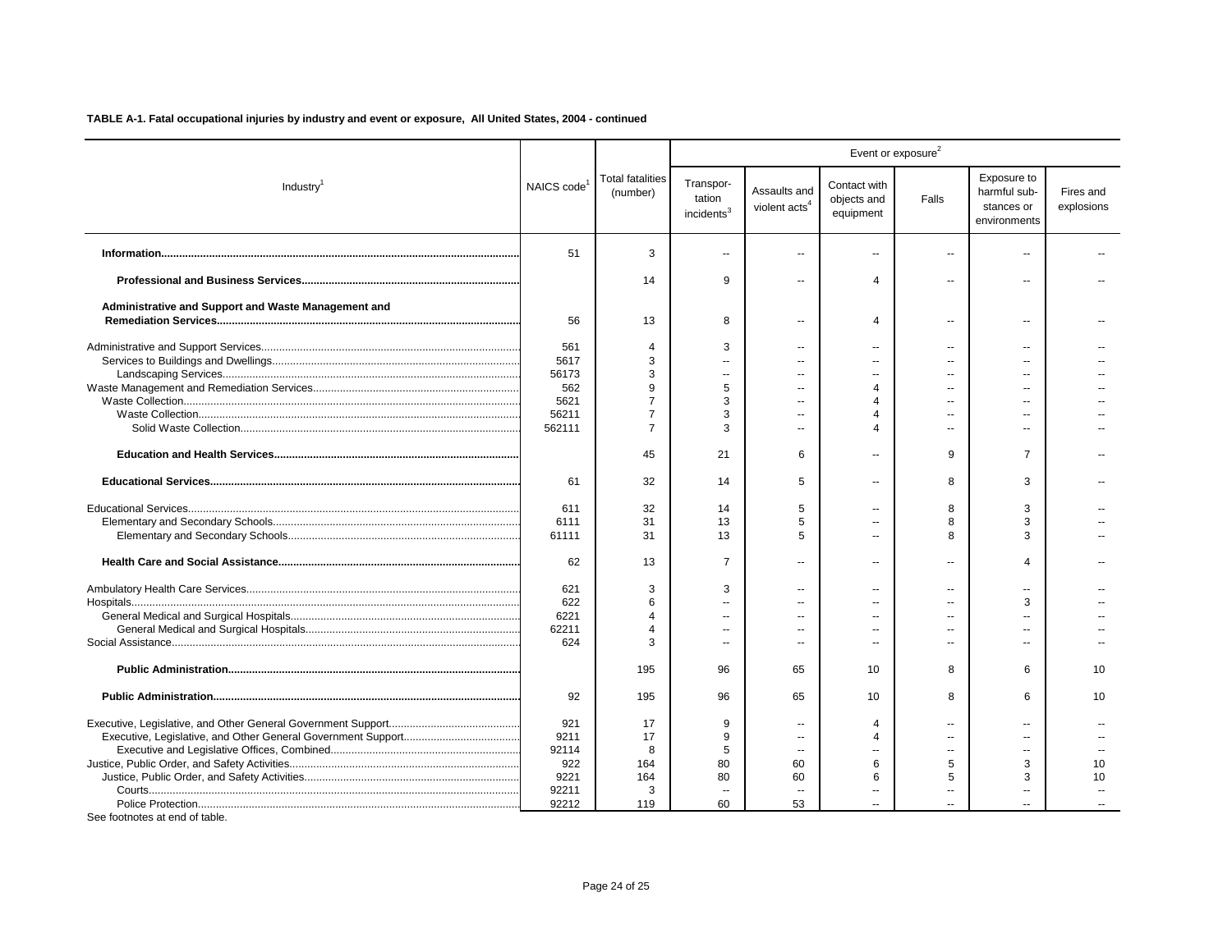**TABLE A-1. Fatal occupational injuries by industry and event or exposure, All United States, 2004 - continued**

| Industry[1] | NAICS code[1] | Total fatalities (number) | Event or exposure[2] | | | | | |
|---|---|---|---|---|---|---|---|---|
| | | | Transportation incidents[3] | Assaults and violent acts[4] | Contact with objects and equipment | Falls | Exposure to harmful substances or environments | Fires and explosions |
| **Information** | 51 | 3 | -- | -- | -- | -- | -- | -- |
| **Professional and Business Services** | | 14 | 9 | -- | 4 | -- | -- | -- |
| **Administrative and Support and Waste Management and Remediation Services** | 56 | 13 | 8 | -- | 4 | -- | -- | -- |
| Administrative and Support Services | 561 | 4 | 3 | -- | -- | -- | -- | -- |
| Services to Buildings and Dwellings | 5617 | 3 | -- | -- | -- | -- | -- | -- |
| Landscaping Services | 56173 | 3 | -- | -- | -- | -- | -- | -- |
| Waste Management and Remediation Services | 562 | 9 | 5 | -- | 4 | -- | -- | -- |
| Waste Collection | 5621 | 7 | 3 | -- | 4 | -- | -- | -- |
| Waste Collection | 56211 | 7 | 3 | -- | 4 | -- | -- | -- |
| Solid Waste Collection | 562111 | 7 | 3 | -- | 4 | -- | -- | -- |
| **Education and Health Services** | | 45 | 21 | 6 | -- | 9 | 7 | -- |
| **Educational Services** | 61 | 32 | 14 | 5 | -- | 8 | 3 | -- |
| Educational Services | 611 | 32 | 14 | 5 | -- | 8 | 3 | -- |
| Elementary and Secondary Schools | 6111 | 31 | 13 | 5 | -- | 8 | 3 | -- |
| Elementary and Secondary Schools | 61111 | 31 | 13 | 5 | -- | 8 | 3 | -- |
| **Health Care and Social Assistance** | 62 | 13 | 7 | -- | -- | -- | 4 | -- |
| Ambulatory Health Care Services | 621 | 3 | 3 | -- | -- | -- | -- | -- |
| Hospitals | 622 | 6 | -- | -- | -- | -- | 3 | -- |
| General Medical and Surgical Hospitals | 6221 | 4 | -- | -- | -- | -- | -- | -- |
| General Medical and Surgical Hospitals | 62211 | 4 | -- | -- | -- | -- | -- | -- |
| Social Assistance | 624 | 3 | -- | -- | -- | -- | -- | -- |
| **Public Administration** | | 195 | 96 | 65 | 10 | 8 | 6 | 10 |
| **Public Administration** | 92 | 195 | 96 | 65 | 10 | 8 | 6 | 10 |
| Executive, Legislative, and Other General Government Support | 921 | 17 | 9 | -- | 4 | -- | -- | -- |
| Executive, Legislative, and Other General Government Support | 9211 | 17 | 9 | -- | 4 | -- | -- | -- |
| Executive and Legislative Offices, Combined | 92114 | 8 | 5 | -- | -- | -- | -- | -- |
| Justice, Public Order, and Safety Activities | 922 | 164 | 80 | 60 | 6 | 5 | 3 | 10 |
| Justice, Public Order, and Safety Activities | 9221 | 164 | 80 | 60 | 6 | 5 | 3 | 10 |
| Courts | 92211 | 3 | -- | -- | -- | -- | -- | -- |
| Police Protection | 92212 | 119 | 60 | 53 | -- | -- | -- | -- |

See footnotes at end of table.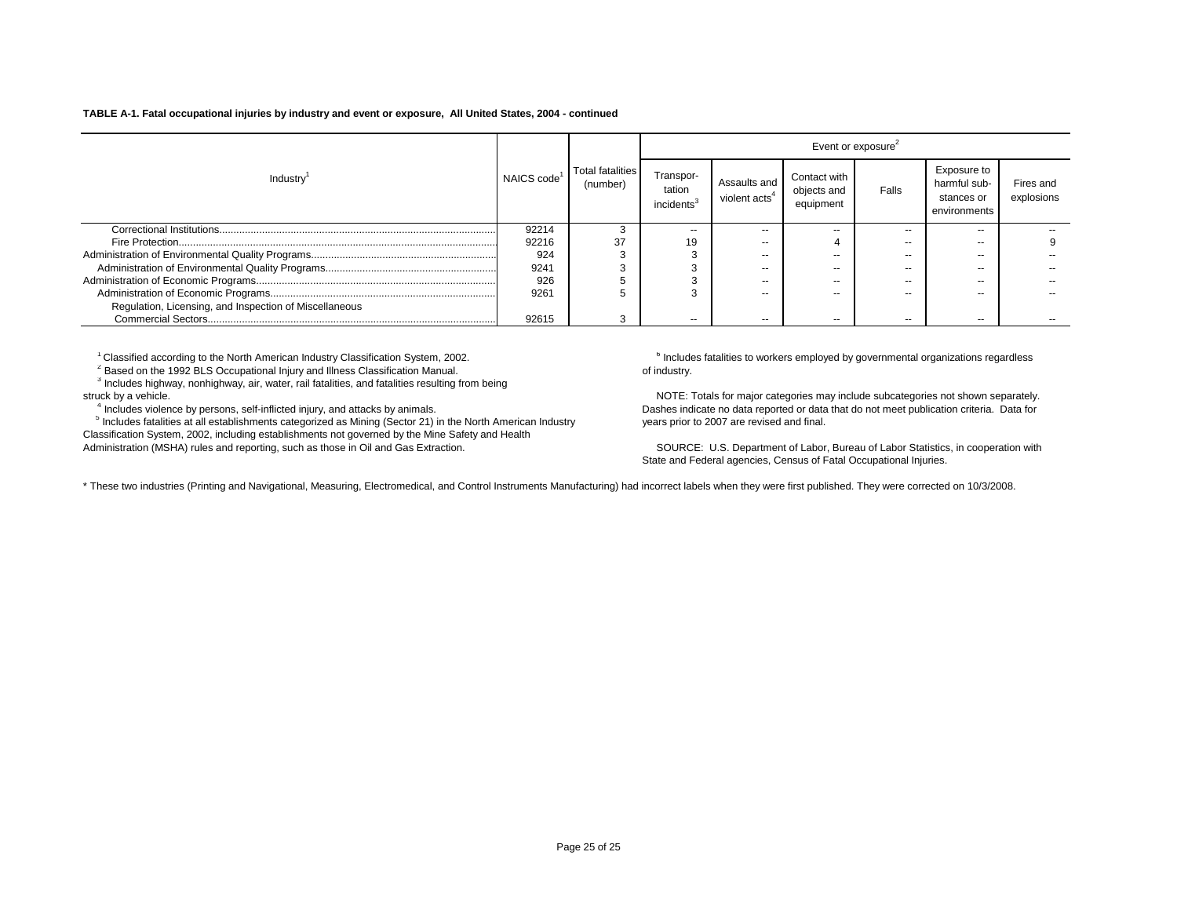**TABLE A-1. Fatal occupational injuries by industry and event or exposure, All United States, 2004 - continued**

| Industry[1] | NAICS code[1] | Total fatalities (number) | Event or exposure[2] | | | | | |
|---|---|---|---|---|---|---|---|---|
| | | | Transportation incidents[3] | Assaults and violent acts[4] | Contact with objects and equipment | Falls | Exposure to harmful substances or environments | Fires and explosions |
| Correctional Institutions | 92214 | 3 | -- | -- | -- | -- | -- | -- |
| Fire Protection | 92216 | 37 | 19 | -- | 4 | -- | -- | 9 |
| Administration of Environmental Quality Programs | 924 | 3 | 3 | -- | -- | -- | -- | -- |
| Administration of Environmental Quality Programs | 9241 | 3 | 3 | -- | -- | -- | -- | -- |
| Administration of Economic Programs | 926 | 5 | 3 | -- | -- | -- | -- | -- |
| Administration of Economic Programs | 9261 | 5 | 3 | -- | -- | -- | -- | -- |
| Regulation, Licensing, and Inspection of Miscellaneous Commercial Sectors | 92615 | 3 | -- | -- | -- | -- | -- | -- |

[1] Classified according to the North American Industry Classification System, 2002.
[2] Based on the 1992 BLS Occupational Injury and Illness Classification Manual.
[3] Includes highway, nonhighway, air, water, rail fatalities, and fatalities resulting from being struck by a vehicle.
[4] Includes violence by persons, self-inflicted injury, and attacks by animals.
[5] Includes fatalities at all establishments categorized as Mining (Sector 21) in the North American Industry Classification System, 2002, including establishments not governed by the Mine Safety and Health Administration (MSHA) rules and reporting, such as those in Oil and Gas Extraction.

[6] Includes fatalities to workers employed by governmental organizations regardless of industry.

NOTE: Totals for major categories may include subcategories not shown separately. Dashes indicate no data reported or data that do not meet publication criteria. Data for years prior to 2007 are revised and final.

SOURCE: U.S. Department of Labor, Bureau of Labor Statistics, in cooperation with State and Federal agencies, Census of Fatal Occupational Injuries.

* These two industries (Printing and Navigational, Measuring, Electromedical, and Control Instruments Manufacturing) had incorrect labels when they were first published. They were corrected on 10/3/2008.